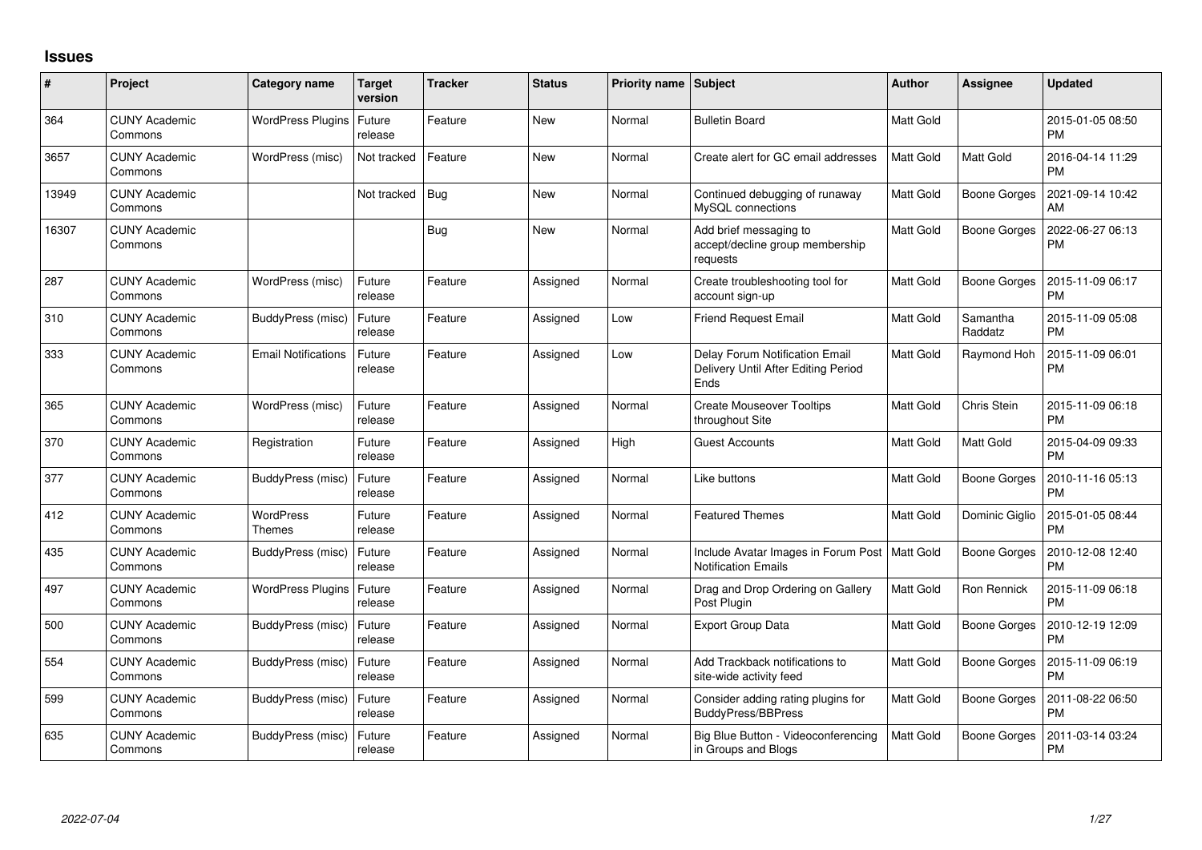# Issues

| # | Project | Category name | Target version | Tracker | Status | Priority name | Subject | Author | Assignee | Updated |
|---|---|---|---|---|---|---|---|---|---|---|
| 364 | CUNY Academic Commons | WordPress Plugins | Future release | Feature | New | Normal | Bulletin Board | Matt Gold | | 2015-01-05 08:50 PM |
| 3657 | CUNY Academic Commons | WordPress (misc) | Not tracked | Feature | New | Normal | Create alert for GC email addresses | Matt Gold | Matt Gold | 2016-04-14 11:29 PM |
| 13949 | CUNY Academic Commons | | Not tracked | Bug | New | Normal | Continued debugging of runaway MySQL connections | Matt Gold | Boone Gorges | 2021-09-14 10:42 AM |
| 16307 | CUNY Academic Commons | | | Bug | New | Normal | Add brief messaging to accept/decline group membership requests | Matt Gold | Boone Gorges | 2022-06-27 06:13 PM |
| 287 | CUNY Academic Commons | WordPress (misc) | Future release | Feature | Assigned | Normal | Create troubleshooting tool for account sign-up | Matt Gold | Boone Gorges | 2015-11-09 06:17 PM |
| 310 | CUNY Academic Commons | BuddyPress (misc) | Future release | Feature | Assigned | Low | Friend Request Email | Matt Gold | Samantha Raddatz | 2015-11-09 05:08 PM |
| 333 | CUNY Academic Commons | Email Notifications | Future release | Feature | Assigned | Low | Delay Forum Notification Email Delivery Until After Editing Period Ends | Matt Gold | Raymond Hoh | 2015-11-09 06:01 PM |
| 365 | CUNY Academic Commons | WordPress (misc) | Future release | Feature | Assigned | Normal | Create Mouseover Tooltips throughout Site | Matt Gold | Chris Stein | 2015-11-09 06:18 PM |
| 370 | CUNY Academic Commons | Registration | Future release | Feature | Assigned | High | Guest Accounts | Matt Gold | Matt Gold | 2015-04-09 09:33 PM |
| 377 | CUNY Academic Commons | BuddyPress (misc) | Future release | Feature | Assigned | Normal | Like buttons | Matt Gold | Boone Gorges | 2010-11-16 05:13 PM |
| 412 | CUNY Academic Commons | WordPress Themes | Future release | Feature | Assigned | Normal | Featured Themes | Matt Gold | Dominic Giglio | 2015-01-05 08:44 PM |
| 435 | CUNY Academic Commons | BuddyPress (misc) | Future release | Feature | Assigned | Normal | Include Avatar Images in Forum Post Notification Emails | Matt Gold | Boone Gorges | 2010-12-08 12:40 PM |
| 497 | CUNY Academic Commons | WordPress Plugins | Future release | Feature | Assigned | Normal | Drag and Drop Ordering on Gallery Post Plugin | Matt Gold | Ron Rennick | 2015-11-09 06:18 PM |
| 500 | CUNY Academic Commons | BuddyPress (misc) | Future release | Feature | Assigned | Normal | Export Group Data | Matt Gold | Boone Gorges | 2010-12-19 12:09 PM |
| 554 | CUNY Academic Commons | BuddyPress (misc) | Future release | Feature | Assigned | Normal | Add Trackback notifications to site-wide activity feed | Matt Gold | Boone Gorges | 2015-11-09 06:19 PM |
| 599 | CUNY Academic Commons | BuddyPress (misc) | Future release | Feature | Assigned | Normal | Consider adding rating plugins for BuddyPress/BBPress | Matt Gold | Boone Gorges | 2011-08-22 06:50 PM |
| 635 | CUNY Academic Commons | BuddyPress (misc) | Future release | Feature | Assigned | Normal | Big Blue Button - Videoconferencing in Groups and Blogs | Matt Gold | Boone Gorges | 2011-03-14 03:24 PM |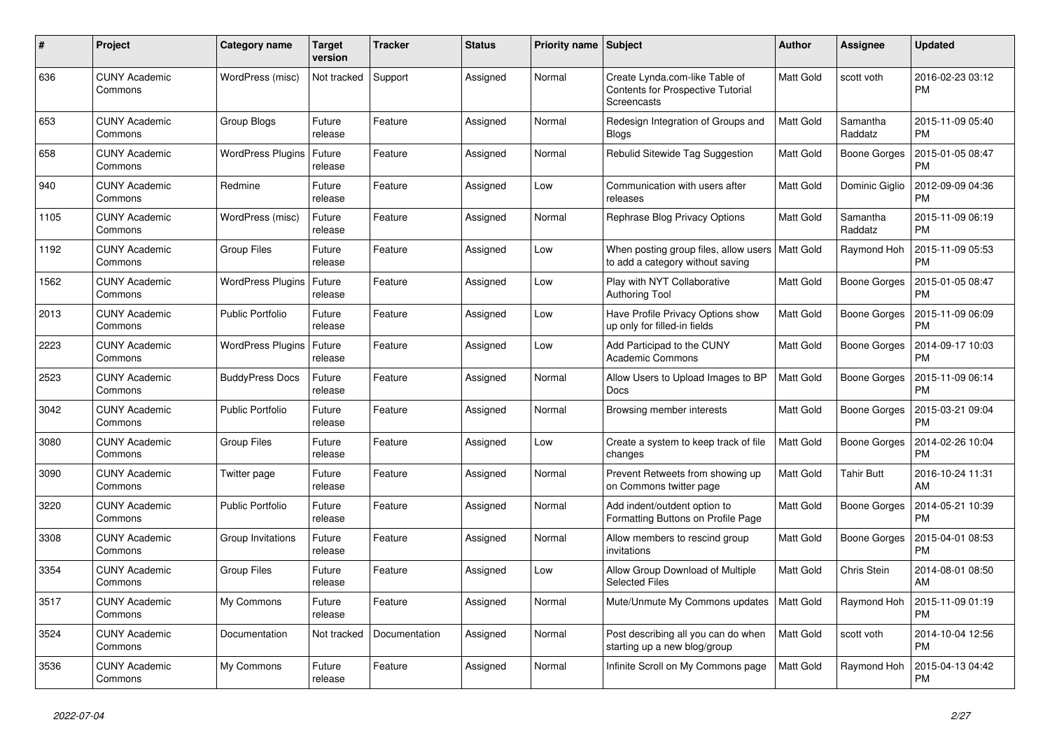| # | Project | Category name | Target version | Tracker | Status | Priority name | Subject | Author | Assignee | Updated |
|---|---|---|---|---|---|---|---|---|---|---|
| 636 | CUNY Academic Commons | WordPress (misc) | Not tracked | Support | Assigned | Normal | Create Lynda.com-like Table of Contents for Prospective Tutorial Screencasts | Matt Gold | scott voth | 2016-02-23 03:12 PM |
| 653 | CUNY Academic Commons | Group Blogs | Future release | Feature | Assigned | Normal | Redesign Integration of Groups and Blogs | Matt Gold | Samantha Raddatz | 2015-11-09 05:40 PM |
| 658 | CUNY Academic Commons | WordPress Plugins | Future release | Feature | Assigned | Normal | Rebulid Sitewide Tag Suggestion | Matt Gold | Boone Gorges | 2015-01-05 08:47 PM |
| 940 | CUNY Academic Commons | Redmine | Future release | Feature | Assigned | Low | Communication with users after releases | Matt Gold | Dominic Giglio | 2012-09-09 04:36 PM |
| 1105 | CUNY Academic Commons | WordPress (misc) | Future release | Feature | Assigned | Normal | Rephrase Blog Privacy Options | Matt Gold | Samantha Raddatz | 2015-11-09 06:19 PM |
| 1192 | CUNY Academic Commons | Group Files | Future release | Feature | Assigned | Low | When posting group files, allow users to add a category without saving | Matt Gold | Raymond Hoh | 2015-11-09 05:53 PM |
| 1562 | CUNY Academic Commons | WordPress Plugins | Future release | Feature | Assigned | Low | Play with NYT Collaborative Authoring Tool | Matt Gold | Boone Gorges | 2015-01-05 08:47 PM |
| 2013 | CUNY Academic Commons | Public Portfolio | Future release | Feature | Assigned | Low | Have Profile Privacy Options show up only for filled-in fields | Matt Gold | Boone Gorges | 2015-11-09 06:09 PM |
| 2223 | CUNY Academic Commons | WordPress Plugins | Future release | Feature | Assigned | Low | Add Participad to the CUNY Academic Commons | Matt Gold | Boone Gorges | 2014-09-17 10:03 PM |
| 2523 | CUNY Academic Commons | BuddyPress Docs | Future release | Feature | Assigned | Normal | Allow Users to Upload Images to BP Docs | Matt Gold | Boone Gorges | 2015-11-09 06:14 PM |
| 3042 | CUNY Academic Commons | Public Portfolio | Future release | Feature | Assigned | Normal | Browsing member interests | Matt Gold | Boone Gorges | 2015-03-21 09:04 PM |
| 3080 | CUNY Academic Commons | Group Files | Future release | Feature | Assigned | Low | Create a system to keep track of file changes | Matt Gold | Boone Gorges | 2014-02-26 10:04 PM |
| 3090 | CUNY Academic Commons | Twitter page | Future release | Feature | Assigned | Normal | Prevent Retweets from showing up on Commons twitter page | Matt Gold | Tahir Butt | 2016-10-24 11:31 AM |
| 3220 | CUNY Academic Commons | Public Portfolio | Future release | Feature | Assigned | Normal | Add indent/outdent option to Formatting Buttons on Profile Page | Matt Gold | Boone Gorges | 2014-05-21 10:39 PM |
| 3308 | CUNY Academic Commons | Group Invitations | Future release | Feature | Assigned | Normal | Allow members to rescind group invitations | Matt Gold | Boone Gorges | 2015-04-01 08:53 PM |
| 3354 | CUNY Academic Commons | Group Files | Future release | Feature | Assigned | Low | Allow Group Download of Multiple Selected Files | Matt Gold | Chris Stein | 2014-08-01 08:50 AM |
| 3517 | CUNY Academic Commons | My Commons | Future release | Feature | Assigned | Normal | Mute/Unmute My Commons updates | Matt Gold | Raymond Hoh | 2015-11-09 01:19 PM |
| 3524 | CUNY Academic Commons | Documentation | Not tracked | Documentation | Assigned | Normal | Post describing all you can do when starting up a new blog/group | Matt Gold | scott voth | 2014-10-04 12:56 PM |
| 3536 | CUNY Academic Commons | My Commons | Future release | Feature | Assigned | Normal | Infinite Scroll on My Commons page | Matt Gold | Raymond Hoh | 2015-04-13 04:42 PM |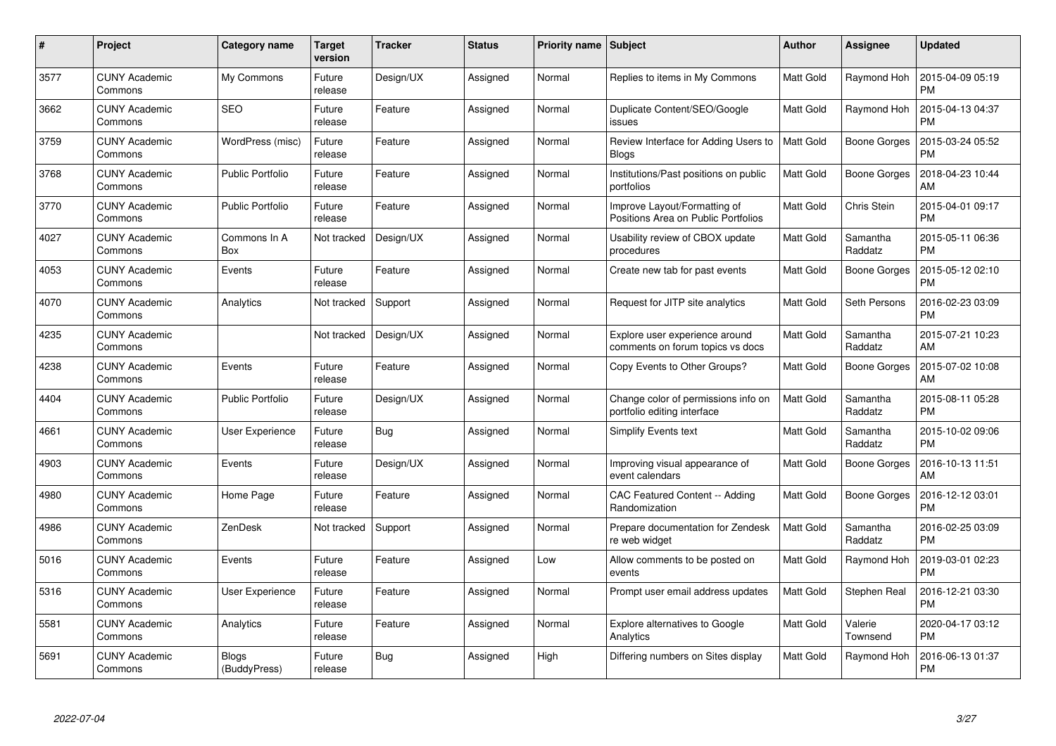| # | Project | Category name | Target version | Tracker | Status | Priority name | Subject | Author | Assignee | Updated |
|---|---|---|---|---|---|---|---|---|---|---|
| 3577 | CUNY Academic Commons | My Commons | Future release | Design/UX | Assigned | Normal | Replies to items in My Commons | Matt Gold | Raymond Hoh | 2015-04-09 05:19 PM |
| 3662 | CUNY Academic Commons | SEO | Future release | Feature | Assigned | Normal | Duplicate Content/SEO/Google issues | Matt Gold | Raymond Hoh | 2015-04-13 04:37 PM |
| 3759 | CUNY Academic Commons | WordPress (misc) | Future release | Feature | Assigned | Normal | Review Interface for Adding Users to Blogs | Matt Gold | Boone Gorges | 2015-03-24 05:52 PM |
| 3768 | CUNY Academic Commons | Public Portfolio | Future release | Feature | Assigned | Normal | Institutions/Past positions on public portfolios | Matt Gold | Boone Gorges | 2018-04-23 10:44 AM |
| 3770 | CUNY Academic Commons | Public Portfolio | Future release | Feature | Assigned | Normal | Improve Layout/Formatting of Positions Area on Public Portfolios | Matt Gold | Chris Stein | 2015-04-01 09:17 PM |
| 4027 | CUNY Academic Commons | Commons In A Box | Not tracked | Design/UX | Assigned | Normal | Usability review of CBOX update procedures | Matt Gold | Samantha Raddatz | 2015-05-11 06:36 PM |
| 4053 | CUNY Academic Commons | Events | Future release | Feature | Assigned | Normal | Create new tab for past events | Matt Gold | Boone Gorges | 2015-05-12 02:10 PM |
| 4070 | CUNY Academic Commons | Analytics | Not tracked | Support | Assigned | Normal | Request for JITP site analytics | Matt Gold | Seth Persons | 2016-02-23 03:09 PM |
| 4235 | CUNY Academic Commons | | Not tracked | Design/UX | Assigned | Normal | Explore user experience around comments on forum topics vs docs | Matt Gold | Samantha Raddatz | 2015-07-21 10:23 AM |
| 4238 | CUNY Academic Commons | Events | Future release | Feature | Assigned | Normal | Copy Events to Other Groups? | Matt Gold | Boone Gorges | 2015-07-02 10:08 AM |
| 4404 | CUNY Academic Commons | Public Portfolio | Future release | Design/UX | Assigned | Normal | Change color of permissions info on portfolio editing interface | Matt Gold | Samantha Raddatz | 2015-08-11 05:28 PM |
| 4661 | CUNY Academic Commons | User Experience | Future release | Bug | Assigned | Normal | Simplify Events text | Matt Gold | Samantha Raddatz | 2015-10-02 09:06 PM |
| 4903 | CUNY Academic Commons | Events | Future release | Design/UX | Assigned | Normal | Improving visual appearance of event calendars | Matt Gold | Boone Gorges | 2016-10-13 11:51 AM |
| 4980 | CUNY Academic Commons | Home Page | Future release | Feature | Assigned | Normal | CAC Featured Content -- Adding Randomization | Matt Gold | Boone Gorges | 2016-12-12 03:01 PM |
| 4986 | CUNY Academic Commons | ZenDesk | Not tracked | Support | Assigned | Normal | Prepare documentation for Zendesk re web widget | Matt Gold | Samantha Raddatz | 2016-02-25 03:09 PM |
| 5016 | CUNY Academic Commons | Events | Future release | Feature | Assigned | Low | Allow comments to be posted on events | Matt Gold | Raymond Hoh | 2019-03-01 02:23 PM |
| 5316 | CUNY Academic Commons | User Experience | Future release | Feature | Assigned | Normal | Prompt user email address updates | Matt Gold | Stephen Real | 2016-12-21 03:30 PM |
| 5581 | CUNY Academic Commons | Analytics | Future release | Feature | Assigned | Normal | Explore alternatives to Google Analytics | Matt Gold | Valerie Townsend | 2020-04-17 03:12 PM |
| 5691 | CUNY Academic Commons | Blogs (BuddyPress) | Future release | Bug | Assigned | High | Differing numbers on Sites display | Matt Gold | Raymond Hoh | 2016-06-13 01:37 PM |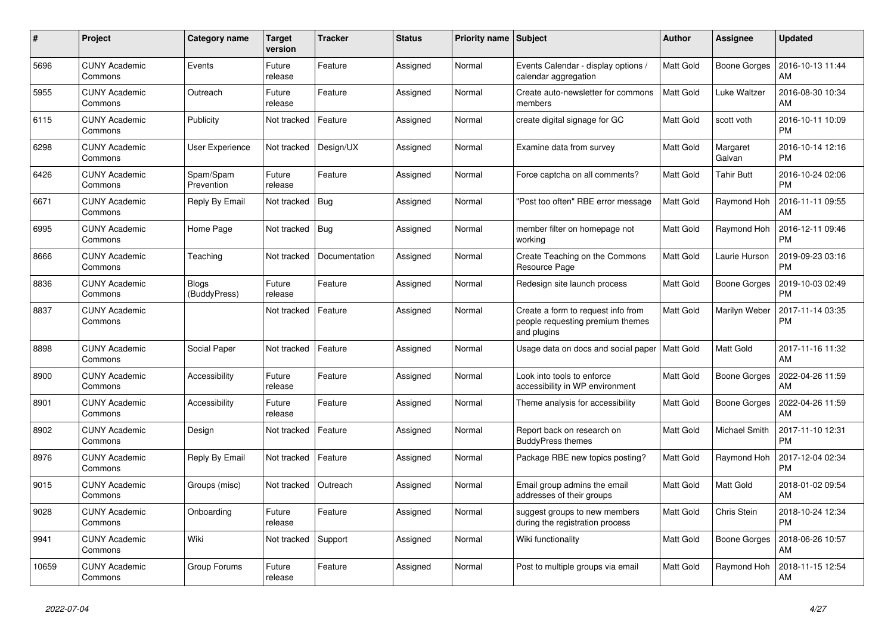| # | Project | Category name | Target version | Tracker | Status | Priority name | Subject | Author | Assignee | Updated |
|---|---|---|---|---|---|---|---|---|---|---|
| 5696 | CUNY Academic Commons | Events | Future release | Feature | Assigned | Normal | Events Calendar - display options / calendar aggregation | Matt Gold | Boone Gorges | 2016-10-13 11:44 AM |
| 5955 | CUNY Academic Commons | Outreach | Future release | Feature | Assigned | Normal | Create auto-newsletter for commons members | Matt Gold | Luke Waltzer | 2016-08-30 10:34 AM |
| 6115 | CUNY Academic Commons | Publicity | Not tracked | Feature | Assigned | Normal | create digital signage for GC | Matt Gold | scott voth | 2016-10-11 10:09 PM |
| 6298 | CUNY Academic Commons | User Experience | Not tracked | Design/UX | Assigned | Normal | Examine data from survey | Matt Gold | Margaret Galvan | 2016-10-14 12:16 PM |
| 6426 | CUNY Academic Commons | Spam/Spam Prevention | Future release | Feature | Assigned | Normal | Force captcha on all comments? | Matt Gold | Tahir Butt | 2016-10-24 02:06 PM |
| 6671 | CUNY Academic Commons | Reply By Email | Not tracked | Bug | Assigned | Normal | "Post too often" RBE error message | Matt Gold | Raymond Hoh | 2016-11-11 09:55 AM |
| 6995 | CUNY Academic Commons | Home Page | Not tracked | Bug | Assigned | Normal | member filter on homepage not working | Matt Gold | Raymond Hoh | 2016-12-11 09:46 PM |
| 8666 | CUNY Academic Commons | Teaching | Not tracked | Documentation | Assigned | Normal | Create Teaching on the Commons Resource Page | Matt Gold | Laurie Hurson | 2019-09-23 03:16 PM |
| 8836 | CUNY Academic Commons | Blogs (BuddyPress) | Future release | Feature | Assigned | Normal | Redesign site launch process | Matt Gold | Boone Gorges | 2019-10-03 02:49 PM |
| 8837 | CUNY Academic Commons | | Not tracked | Feature | Assigned | Normal | Create a form to request info from people requesting premium themes and plugins | Matt Gold | Marilyn Weber | 2017-11-14 03:35 PM |
| 8898 | CUNY Academic Commons | Social Paper | Not tracked | Feature | Assigned | Normal | Usage data on docs and social paper | Matt Gold | Matt Gold | 2017-11-16 11:32 AM |
| 8900 | CUNY Academic Commons | Accessibility | Future release | Feature | Assigned | Normal | Look into tools to enforce accessibility in WP environment | Matt Gold | Boone Gorges | 2022-04-26 11:59 AM |
| 8901 | CUNY Academic Commons | Accessibility | Future release | Feature | Assigned | Normal | Theme analysis for accessibility | Matt Gold | Boone Gorges | 2022-04-26 11:59 AM |
| 8902 | CUNY Academic Commons | Design | Not tracked | Feature | Assigned | Normal | Report back on research on BuddyPress themes | Matt Gold | Michael Smith | 2017-11-10 12:31 PM |
| 8976 | CUNY Academic Commons | Reply By Email | Not tracked | Feature | Assigned | Normal | Package RBE new topics posting? | Matt Gold | Raymond Hoh | 2017-12-04 02:34 PM |
| 9015 | CUNY Academic Commons | Groups (misc) | Not tracked | Outreach | Assigned | Normal | Email group admins the email addresses of their groups | Matt Gold | Matt Gold | 2018-01-02 09:54 AM |
| 9028 | CUNY Academic Commons | Onboarding | Future release | Feature | Assigned | Normal | suggest groups to new members during the registration process | Matt Gold | Chris Stein | 2018-10-24 12:34 PM |
| 9941 | CUNY Academic Commons | Wiki | Not tracked | Support | Assigned | Normal | Wiki functionality | Matt Gold | Boone Gorges | 2018-06-26 10:57 AM |
| 10659 | CUNY Academic Commons | Group Forums | Future release | Feature | Assigned | Normal | Post to multiple groups via email | Matt Gold | Raymond Hoh | 2018-11-15 12:54 AM |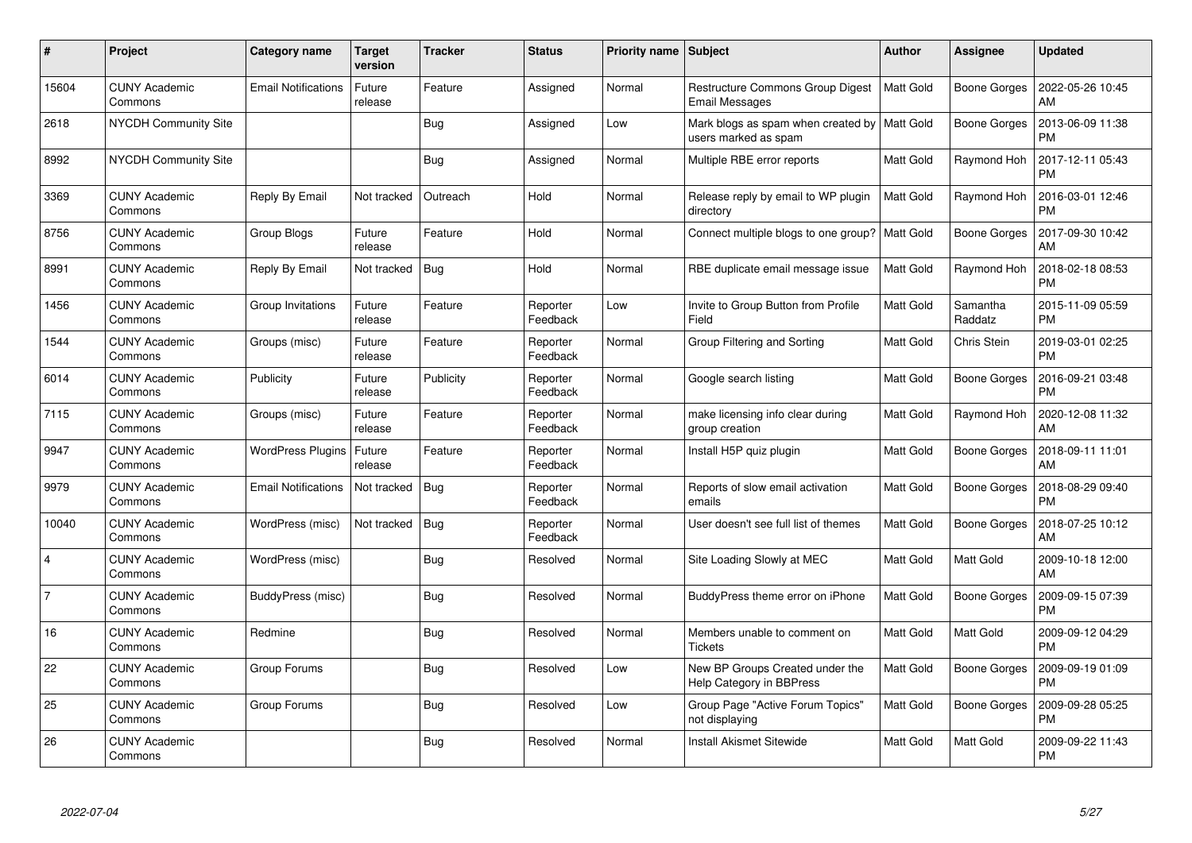| # | Project | Category name | Target version | Tracker | Status | Priority name | Subject | Author | Assignee | Updated |
|---|---|---|---|---|---|---|---|---|---|---|
| 15604 | CUNY Academic Commons | Email Notifications | Future release | Feature | Assigned | Normal | Restructure Commons Group Digest Email Messages | Matt Gold | Boone Gorges | 2022-05-26 10:45 AM |
| 2618 | NYCDH Community Site | | | Bug | Assigned | Low | Mark blogs as spam when created by users marked as spam | Matt Gold | Boone Gorges | 2013-06-09 11:38 PM |
| 8992 | NYCDH Community Site | | | Bug | Assigned | Normal | Multiple RBE error reports | Matt Gold | Raymond Hoh | 2017-12-11 05:43 PM |
| 3369 | CUNY Academic Commons | Reply By Email | Not tracked | Outreach | Hold | Normal | Release reply by email to WP plugin directory | Matt Gold | Raymond Hoh | 2016-03-01 12:46 PM |
| 8756 | CUNY Academic Commons | Group Blogs | Future release | Feature | Hold | Normal | Connect multiple blogs to one group? | Matt Gold | Boone Gorges | 2017-09-30 10:42 AM |
| 8991 | CUNY Academic Commons | Reply By Email | Not tracked | Bug | Hold | Normal | RBE duplicate email message issue | Matt Gold | Raymond Hoh | 2018-02-18 08:53 PM |
| 1456 | CUNY Academic Commons | Group Invitations | Future release | Feature | Reporter Feedback | Low | Invite to Group Button from Profile Field | Matt Gold | Samantha Raddatz | 2015-11-09 05:59 PM |
| 1544 | CUNY Academic Commons | Groups (misc) | Future release | Feature | Reporter Feedback | Normal | Group Filtering and Sorting | Matt Gold | Chris Stein | 2019-03-01 02:25 PM |
| 6014 | CUNY Academic Commons | Publicity | Future release | Publicity | Reporter Feedback | Normal | Google search listing | Matt Gold | Boone Gorges | 2016-09-21 03:48 PM |
| 7115 | CUNY Academic Commons | Groups (misc) | Future release | Feature | Reporter Feedback | Normal | make licensing info clear during group creation | Matt Gold | Raymond Hoh | 2020-12-08 11:32 AM |
| 9947 | CUNY Academic Commons | WordPress Plugins | Future release | Feature | Reporter Feedback | Normal | Install H5P quiz plugin | Matt Gold | Boone Gorges | 2018-09-11 11:01 AM |
| 9979 | CUNY Academic Commons | Email Notifications | Not tracked | Bug | Reporter Feedback | Normal | Reports of slow email activation emails | Matt Gold | Boone Gorges | 2018-08-29 09:40 PM |
| 10040 | CUNY Academic Commons | WordPress (misc) | Not tracked | Bug | Reporter Feedback | Normal | User doesn't see full list of themes | Matt Gold | Boone Gorges | 2018-07-25 10:12 AM |
| 4 | CUNY Academic Commons | WordPress (misc) | | Bug | Resolved | Normal | Site Loading Slowly at MEC | Matt Gold | Matt Gold | 2009-10-18 12:00 AM |
| 7 | CUNY Academic Commons | BuddyPress (misc) | | Bug | Resolved | Normal | BuddyPress theme error on iPhone | Matt Gold | Boone Gorges | 2009-09-15 07:39 PM |
| 16 | CUNY Academic Commons | Redmine | | Bug | Resolved | Normal | Members unable to comment on Tickets | Matt Gold | Matt Gold | 2009-09-12 04:29 PM |
| 22 | CUNY Academic Commons | Group Forums | | Bug | Resolved | Low | New BP Groups Created under the Help Category in BBPress | Matt Gold | Boone Gorges | 2009-09-19 01:09 PM |
| 25 | CUNY Academic Commons | Group Forums | | Bug | Resolved | Low | Group Page "Active Forum Topics" not displaying | Matt Gold | Boone Gorges | 2009-09-28 05:25 PM |
| 26 | CUNY Academic Commons | | | Bug | Resolved | Normal | Install Akismet Sitewide | Matt Gold | Matt Gold | 2009-09-22 11:43 PM |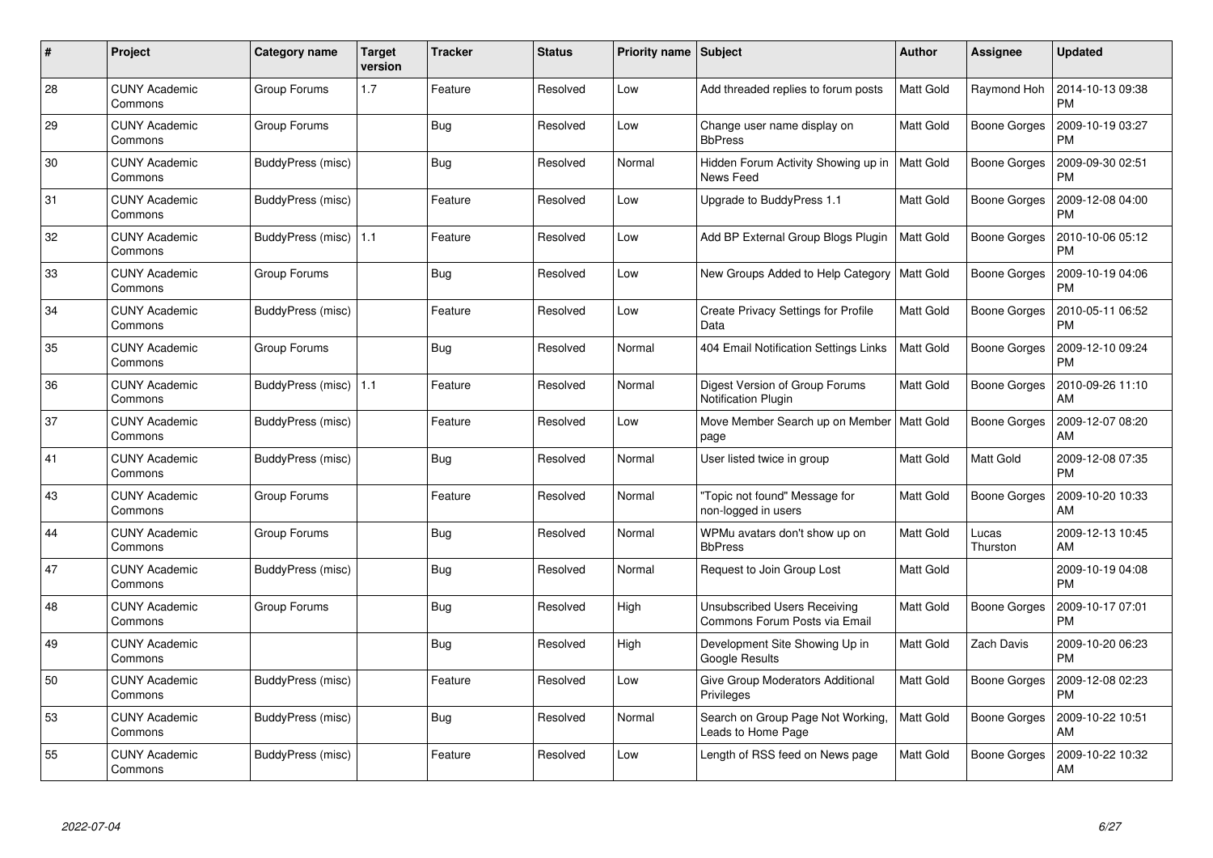| # | Project | Category name | Target version | Tracker | Status | Priority name | Subject | Author | Assignee | Updated |
|---|---|---|---|---|---|---|---|---|---|---|
| 28 | CUNY Academic Commons | Group Forums | 1.7 | Feature | Resolved | Low | Add threaded replies to forum posts | Matt Gold | Raymond Hoh | 2014-10-13 09:38 PM |
| 29 | CUNY Academic Commons | Group Forums | | Bug | Resolved | Low | Change user name display on BbPress | Matt Gold | Boone Gorges | 2009-10-19 03:27 PM |
| 30 | CUNY Academic Commons | BuddyPress (misc) | | Bug | Resolved | Normal | Hidden Forum Activity Showing up in News Feed | Matt Gold | Boone Gorges | 2009-09-30 02:51 PM |
| 31 | CUNY Academic Commons | BuddyPress (misc) | | Feature | Resolved | Low | Upgrade to BuddyPress 1.1 | Matt Gold | Boone Gorges | 2009-12-08 04:00 PM |
| 32 | CUNY Academic Commons | BuddyPress (misc) | 1.1 | Feature | Resolved | Low | Add BP External Group Blogs Plugin | Matt Gold | Boone Gorges | 2010-10-06 05:12 PM |
| 33 | CUNY Academic Commons | Group Forums | | Bug | Resolved | Low | New Groups Added to Help Category | Matt Gold | Boone Gorges | 2009-10-19 04:06 PM |
| 34 | CUNY Academic Commons | BuddyPress (misc) | | Feature | Resolved | Low | Create Privacy Settings for Profile Data | Matt Gold | Boone Gorges | 2010-05-11 06:52 PM |
| 35 | CUNY Academic Commons | Group Forums | | Bug | Resolved | Normal | 404 Email Notification Settings Links | Matt Gold | Boone Gorges | 2009-12-10 09:24 PM |
| 36 | CUNY Academic Commons | BuddyPress (misc) | 1.1 | Feature | Resolved | Normal | Digest Version of Group Forums Notification Plugin | Matt Gold | Boone Gorges | 2010-09-26 11:10 AM |
| 37 | CUNY Academic Commons | BuddyPress (misc) | | Feature | Resolved | Low | Move Member Search up on Member page | Matt Gold | Boone Gorges | 2009-12-07 08:20 AM |
| 41 | CUNY Academic Commons | BuddyPress (misc) | | Bug | Resolved | Normal | User listed twice in group | Matt Gold | Matt Gold | 2009-12-08 07:35 PM |
| 43 | CUNY Academic Commons | Group Forums | | Feature | Resolved | Normal | "Topic not found" Message for non-logged in users | Matt Gold | Boone Gorges | 2009-10-20 10:33 AM |
| 44 | CUNY Academic Commons | Group Forums | | Bug | Resolved | Normal | WPMu avatars don't show up on BbPress | Matt Gold | Lucas Thurston | 2009-12-13 10:45 AM |
| 47 | CUNY Academic Commons | BuddyPress (misc) | | Bug | Resolved | Normal | Request to Join Group Lost | Matt Gold | | 2009-10-19 04:08 PM |
| 48 | CUNY Academic Commons | Group Forums | | Bug | Resolved | High | Unsubscribed Users Receiving Commons Forum Posts via Email | Matt Gold | Boone Gorges | 2009-10-17 07:01 PM |
| 49 | CUNY Academic Commons | | | Bug | Resolved | High | Development Site Showing Up in Google Results | Matt Gold | Zach Davis | 2009-10-20 06:23 PM |
| 50 | CUNY Academic Commons | BuddyPress (misc) | | Feature | Resolved | Low | Give Group Moderators Additional Privileges | Matt Gold | Boone Gorges | 2009-12-08 02:23 PM |
| 53 | CUNY Academic Commons | BuddyPress (misc) | | Bug | Resolved | Normal | Search on Group Page Not Working, Leads to Home Page | Matt Gold | Boone Gorges | 2009-10-22 10:51 AM |
| 55 | CUNY Academic Commons | BuddyPress (misc) | | Feature | Resolved | Low | Length of RSS feed on News page | Matt Gold | Boone Gorges | 2009-10-22 10:32 AM |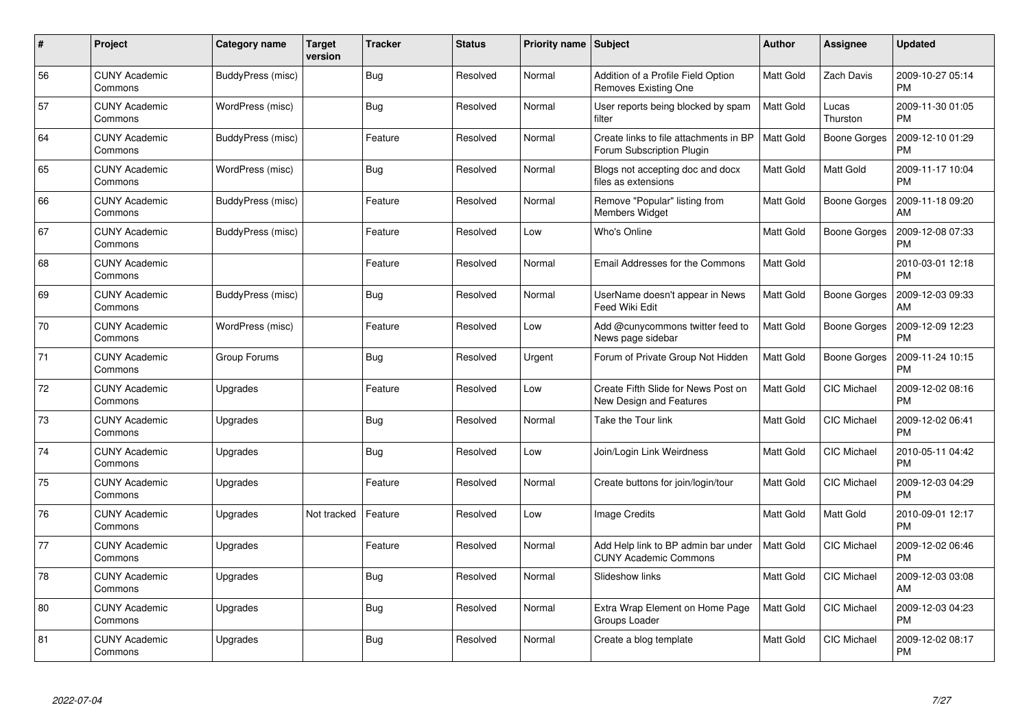| # | Project | Category name | Target version | Tracker | Status | Priority name | Subject | Author | Assignee | Updated |
|---|---|---|---|---|---|---|---|---|---|---|
| 56 | CUNY Academic Commons | BuddyPress (misc) | | Bug | Resolved | Normal | Addition of a Profile Field Option Removes Existing One | Matt Gold | Zach Davis | 2009-10-27 05:14 PM |
| 57 | CUNY Academic Commons | WordPress (misc) | | Bug | Resolved | Normal | User reports being blocked by spam filter | Matt Gold | Lucas Thurston | 2009-11-30 01:05 PM |
| 64 | CUNY Academic Commons | BuddyPress (misc) | | Feature | Resolved | Normal | Create links to file attachments in BP Forum Subscription Plugin | Matt Gold | Boone Gorges | 2009-12-10 01:29 PM |
| 65 | CUNY Academic Commons | WordPress (misc) | | Bug | Resolved | Normal | Blogs not accepting doc and docx files as extensions | Matt Gold | Matt Gold | 2009-11-17 10:04 PM |
| 66 | CUNY Academic Commons | BuddyPress (misc) | | Feature | Resolved | Normal | Remove "Popular" listing from Members Widget | Matt Gold | Boone Gorges | 2009-11-18 09:20 AM |
| 67 | CUNY Academic Commons | BuddyPress (misc) | | Feature | Resolved | Low | Who's Online | Matt Gold | Boone Gorges | 2009-12-08 07:33 PM |
| 68 | CUNY Academic Commons | | | Feature | Resolved | Normal | Email Addresses for the Commons | Matt Gold | | 2010-03-01 12:18 PM |
| 69 | CUNY Academic Commons | BuddyPress (misc) | | Bug | Resolved | Normal | UserName doesn't appear in News Feed Wiki Edit | Matt Gold | Boone Gorges | 2009-12-03 09:33 AM |
| 70 | CUNY Academic Commons | WordPress (misc) | | Feature | Resolved | Low | Add @cunycommons twitter feed to News page sidebar | Matt Gold | Boone Gorges | 2009-12-09 12:23 PM |
| 71 | CUNY Academic Commons | Group Forums | | Bug | Resolved | Urgent | Forum of Private Group Not Hidden | Matt Gold | Boone Gorges | 2009-11-24 10:15 PM |
| 72 | CUNY Academic Commons | Upgrades | | Feature | Resolved | Low | Create Fifth Slide for News Post on New Design and Features | Matt Gold | CIC Michael | 2009-12-02 08:16 PM |
| 73 | CUNY Academic Commons | Upgrades | | Bug | Resolved | Normal | Take the Tour link | Matt Gold | CIC Michael | 2009-12-02 06:41 PM |
| 74 | CUNY Academic Commons | Upgrades | | Bug | Resolved | Low | Join/Login Link Weirdness | Matt Gold | CIC Michael | 2010-05-11 04:42 PM |
| 75 | CUNY Academic Commons | Upgrades | | Feature | Resolved | Normal | Create buttons for join/login/tour | Matt Gold | CIC Michael | 2009-12-03 04:29 PM |
| 76 | CUNY Academic Commons | Upgrades | Not tracked | Feature | Resolved | Low | Image Credits | Matt Gold | Matt Gold | 2010-09-01 12:17 PM |
| 77 | CUNY Academic Commons | Upgrades | | Feature | Resolved | Normal | Add Help link to BP admin bar under CUNY Academic Commons | Matt Gold | CIC Michael | 2009-12-02 06:46 PM |
| 78 | CUNY Academic Commons | Upgrades | | Bug | Resolved | Normal | Slideshow links | Matt Gold | CIC Michael | 2009-12-03 03:08 AM |
| 80 | CUNY Academic Commons | Upgrades | | Bug | Resolved | Normal | Extra Wrap Element on Home Page Groups Loader | Matt Gold | CIC Michael | 2009-12-03 04:23 PM |
| 81 | CUNY Academic Commons | Upgrades | | Bug | Resolved | Normal | Create a blog template | Matt Gold | CIC Michael | 2009-12-02 08:17 PM |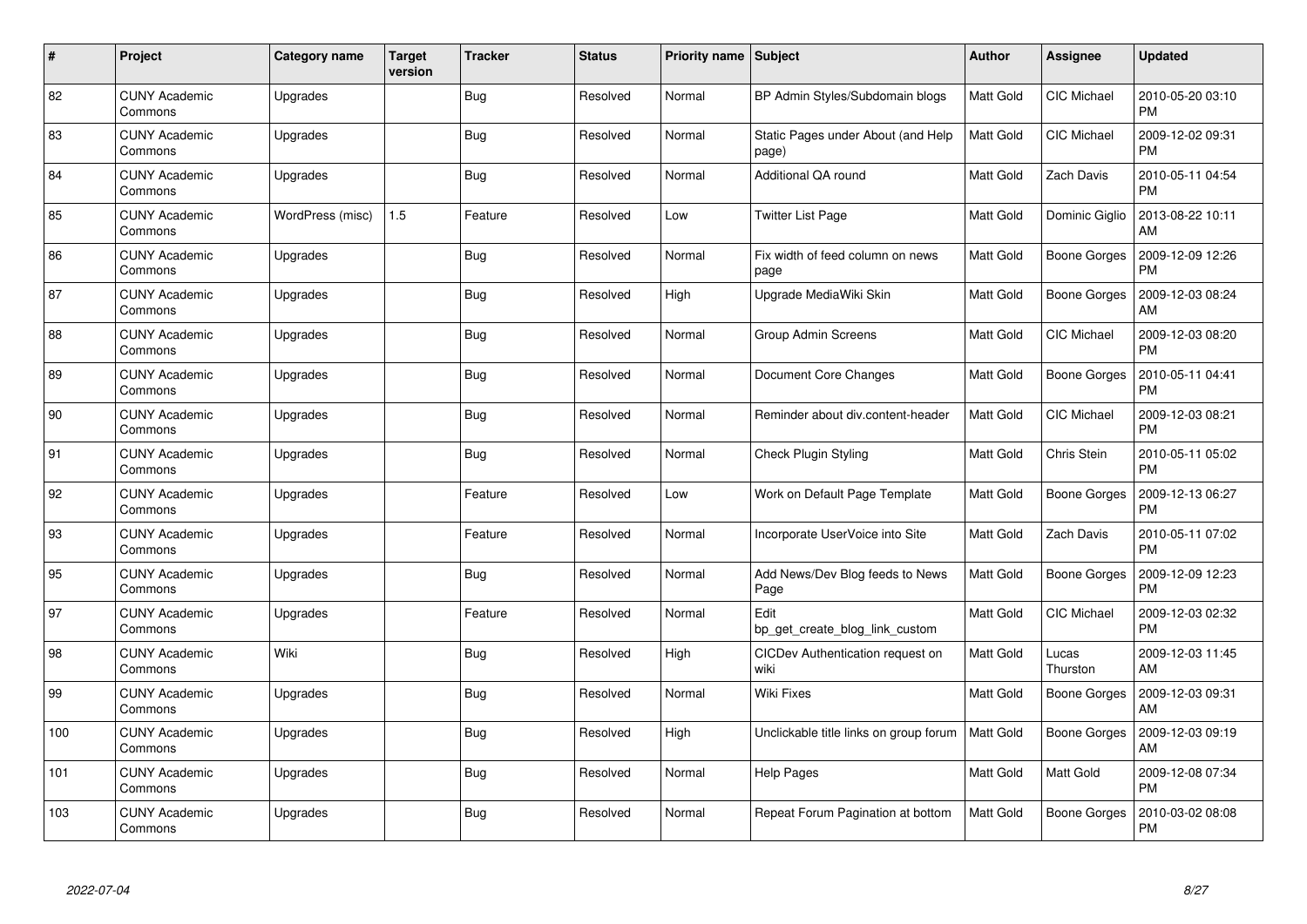| # | Project | Category name | Target version | Tracker | Status | Priority name | Subject | Author | Assignee | Updated |
|---|---|---|---|---|---|---|---|---|---|---|
| 82 | CUNY Academic Commons | Upgrades | | Bug | Resolved | Normal | BP Admin Styles/Subdomain blogs | Matt Gold | CIC Michael | 2010-05-20 03:10 PM |
| 83 | CUNY Academic Commons | Upgrades | | Bug | Resolved | Normal | Static Pages under About (and Help page) | Matt Gold | CIC Michael | 2009-12-02 09:31 PM |
| 84 | CUNY Academic Commons | Upgrades | | Bug | Resolved | Normal | Additional QA round | Matt Gold | Zach Davis | 2010-05-11 04:54 PM |
| 85 | CUNY Academic Commons | WordPress (misc) | 1.5 | Feature | Resolved | Low | Twitter List Page | Matt Gold | Dominic Giglio | 2013-08-22 10:11 AM |
| 86 | CUNY Academic Commons | Upgrades | | Bug | Resolved | Normal | Fix width of feed column on news page | Matt Gold | Boone Gorges | 2009-12-09 12:26 PM |
| 87 | CUNY Academic Commons | Upgrades | | Bug | Resolved | High | Upgrade MediaWiki Skin | Matt Gold | Boone Gorges | 2009-12-03 08:24 AM |
| 88 | CUNY Academic Commons | Upgrades | | Bug | Resolved | Normal | Group Admin Screens | Matt Gold | CIC Michael | 2009-12-03 08:20 PM |
| 89 | CUNY Academic Commons | Upgrades | | Bug | Resolved | Normal | Document Core Changes | Matt Gold | Boone Gorges | 2010-05-11 04:41 PM |
| 90 | CUNY Academic Commons | Upgrades | | Bug | Resolved | Normal | Reminder about div.content-header | Matt Gold | CIC Michael | 2009-12-03 08:21 PM |
| 91 | CUNY Academic Commons | Upgrades | | Bug | Resolved | Normal | Check Plugin Styling | Matt Gold | Chris Stein | 2010-05-11 05:02 PM |
| 92 | CUNY Academic Commons | Upgrades | | Feature | Resolved | Low | Work on Default Page Template | Matt Gold | Boone Gorges | 2009-12-13 06:27 PM |
| 93 | CUNY Academic Commons | Upgrades | | Feature | Resolved | Normal | Incorporate UserVoice into Site | Matt Gold | Zach Davis | 2010-05-11 07:02 PM |
| 95 | CUNY Academic Commons | Upgrades | | Bug | Resolved | Normal | Add News/Dev Blog feeds to News Page | Matt Gold | Boone Gorges | 2009-12-09 12:23 PM |
| 97 | CUNY Academic Commons | Upgrades | | Feature | Resolved | Normal | Edit bp_get_create_blog_link_custom | Matt Gold | CIC Michael | 2009-12-03 02:32 PM |
| 98 | CUNY Academic Commons | Wiki | | Bug | Resolved | High | CICDev Authentication request on wiki | Matt Gold | Lucas Thurston | 2009-12-03 11:45 AM |
| 99 | CUNY Academic Commons | Upgrades | | Bug | Resolved | Normal | Wiki Fixes | Matt Gold | Boone Gorges | 2009-12-03 09:31 AM |
| 100 | CUNY Academic Commons | Upgrades | | Bug | Resolved | High | Unclickable title links on group forum | Matt Gold | Boone Gorges | 2009-12-03 09:19 AM |
| 101 | CUNY Academic Commons | Upgrades | | Bug | Resolved | Normal | Help Pages | Matt Gold | Matt Gold | 2009-12-08 07:34 PM |
| 103 | CUNY Academic Commons | Upgrades | | Bug | Resolved | Normal | Repeat Forum Pagination at bottom | Matt Gold | Boone Gorges | 2010-03-02 08:08 PM |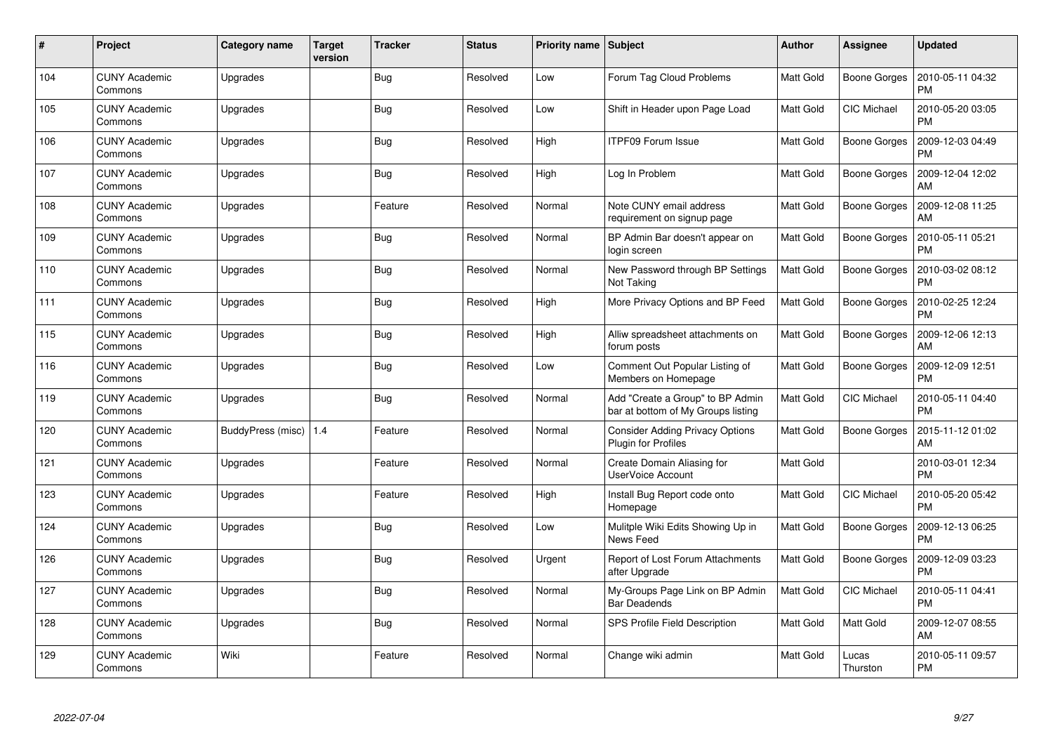| # | Project | Category name | Target version | Tracker | Status | Priority name | Subject | Author | Assignee | Updated |
|---|---|---|---|---|---|---|---|---|---|---|
| 104 | CUNY Academic Commons | Upgrades | | Bug | Resolved | Low | Forum Tag Cloud Problems | Matt Gold | Boone Gorges | 2010-05-11 04:32 PM |
| 105 | CUNY Academic Commons | Upgrades | | Bug | Resolved | Low | Shift in Header upon Page Load | Matt Gold | CIC Michael | 2010-05-20 03:05 PM |
| 106 | CUNY Academic Commons | Upgrades | | Bug | Resolved | High | ITPF09 Forum Issue | Matt Gold | Boone Gorges | 2009-12-03 04:49 PM |
| 107 | CUNY Academic Commons | Upgrades | | Bug | Resolved | High | Log In Problem | Matt Gold | Boone Gorges | 2009-12-04 12:02 AM |
| 108 | CUNY Academic Commons | Upgrades | | Feature | Resolved | Normal | Note CUNY email address requirement on signup page | Matt Gold | Boone Gorges | 2009-12-08 11:25 AM |
| 109 | CUNY Academic Commons | Upgrades | | Bug | Resolved | Normal | BP Admin Bar doesn't appear on login screen | Matt Gold | Boone Gorges | 2010-05-11 05:21 PM |
| 110 | CUNY Academic Commons | Upgrades | | Bug | Resolved | Normal | New Password through BP Settings Not Taking | Matt Gold | Boone Gorges | 2010-03-02 08:12 PM |
| 111 | CUNY Academic Commons | Upgrades | | Bug | Resolved | High | More Privacy Options and BP Feed | Matt Gold | Boone Gorges | 2010-02-25 12:24 PM |
| 115 | CUNY Academic Commons | Upgrades | | Bug | Resolved | High | Alliw spreadsheet attachments on forum posts | Matt Gold | Boone Gorges | 2009-12-06 12:13 AM |
| 116 | CUNY Academic Commons | Upgrades | | Bug | Resolved | Low | Comment Out Popular Listing of Members on Homepage | Matt Gold | Boone Gorges | 2009-12-09 12:51 PM |
| 119 | CUNY Academic Commons | Upgrades | | Bug | Resolved | Normal | Add "Create a Group" to BP Admin bar at bottom of My Groups listing | Matt Gold | CIC Michael | 2010-05-11 04:40 PM |
| 120 | CUNY Academic Commons | BuddyPress (misc) | 1.4 | Feature | Resolved | Normal | Consider Adding Privacy Options Plugin for Profiles | Matt Gold | Boone Gorges | 2015-11-12 01:02 AM |
| 121 | CUNY Academic Commons | Upgrades | | Feature | Resolved | Normal | Create Domain Aliasing for UserVoice Account | Matt Gold | | 2010-03-01 12:34 PM |
| 123 | CUNY Academic Commons | Upgrades | | Feature | Resolved | High | Install Bug Report code onto Homepage | Matt Gold | CIC Michael | 2010-05-20 05:42 PM |
| 124 | CUNY Academic Commons | Upgrades | | Bug | Resolved | Low | Mulitple Wiki Edits Showing Up in News Feed | Matt Gold | Boone Gorges | 2009-12-13 06:25 PM |
| 126 | CUNY Academic Commons | Upgrades | | Bug | Resolved | Urgent | Report of Lost Forum Attachments after Upgrade | Matt Gold | Boone Gorges | 2009-12-09 03:23 PM |
| 127 | CUNY Academic Commons | Upgrades | | Bug | Resolved | Normal | My-Groups Page Link on BP Admin Bar Deadends | Matt Gold | CIC Michael | 2010-05-11 04:41 PM |
| 128 | CUNY Academic Commons | Upgrades | | Bug | Resolved | Normal | SPS Profile Field Description | Matt Gold | Matt Gold | 2009-12-07 08:55 AM |
| 129 | CUNY Academic Commons | Wiki | | Feature | Resolved | Normal | Change wiki admin | Matt Gold | Lucas Thurston | 2010-05-11 09:57 PM |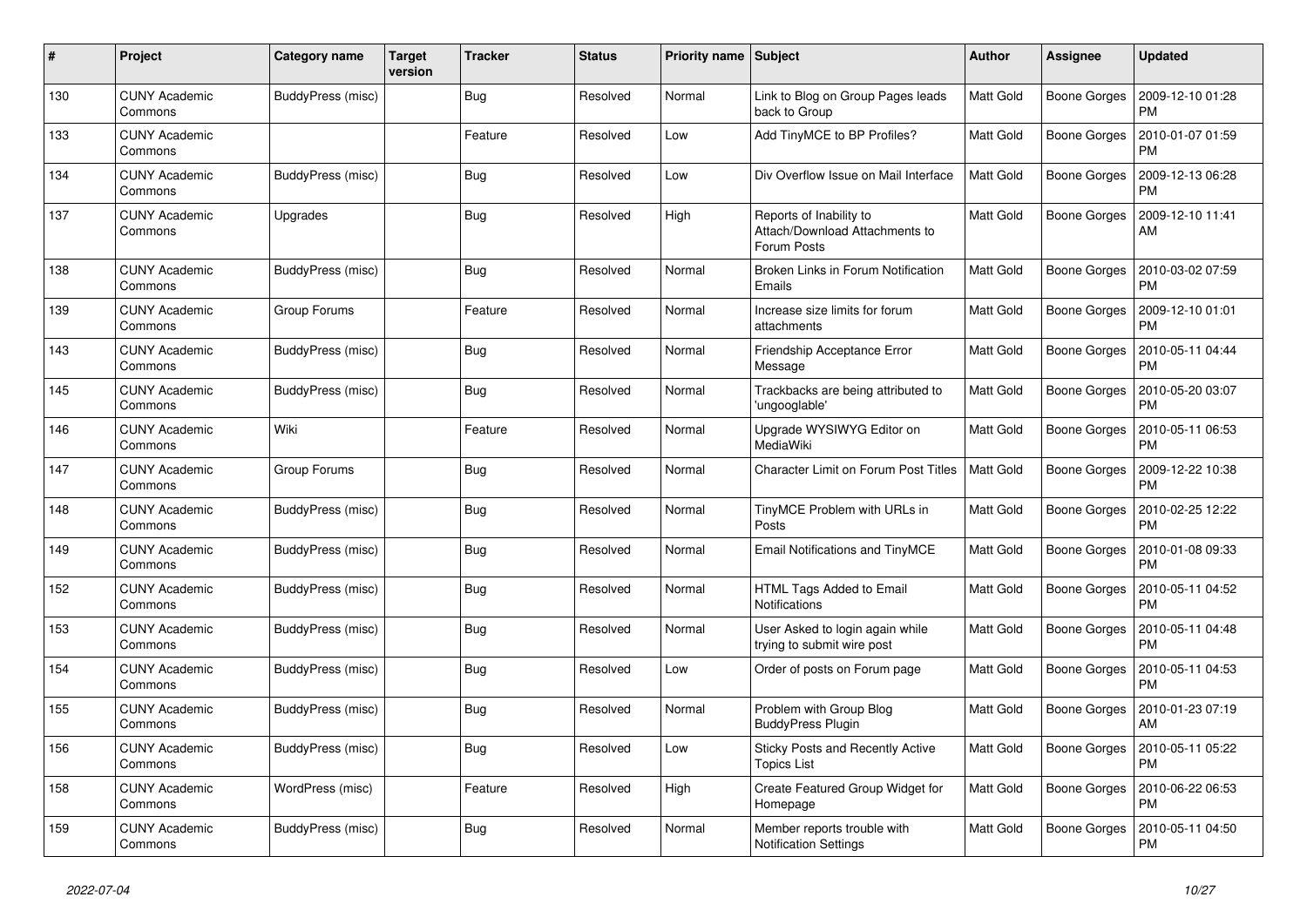| # | Project | Category name | Target version | Tracker | Status | Priority name | Subject | Author | Assignee | Updated |
|---|---|---|---|---|---|---|---|---|---|---|
| 130 | CUNY Academic Commons | BuddyPress (misc) | | Bug | Resolved | Normal | Link to Blog on Group Pages leads back to Group | Matt Gold | Boone Gorges | 2009-12-10 01:28 PM |
| 133 | CUNY Academic Commons | | | Feature | Resolved | Low | Add TinyMCE to BP Profiles? | Matt Gold | Boone Gorges | 2010-01-07 01:59 PM |
| 134 | CUNY Academic Commons | BuddyPress (misc) | | Bug | Resolved | Low | Div Overflow Issue on Mail Interface | Matt Gold | Boone Gorges | 2009-12-13 06:28 PM |
| 137 | CUNY Academic Commons | Upgrades | | Bug | Resolved | High | Reports of Inability to Attach/Download Attachments to Forum Posts | Matt Gold | Boone Gorges | 2009-12-10 11:41 AM |
| 138 | CUNY Academic Commons | BuddyPress (misc) | | Bug | Resolved | Normal | Broken Links in Forum Notification Emails | Matt Gold | Boone Gorges | 2010-03-02 07:59 PM |
| 139 | CUNY Academic Commons | Group Forums | | Feature | Resolved | Normal | Increase size limits for forum attachments | Matt Gold | Boone Gorges | 2009-12-10 01:01 PM |
| 143 | CUNY Academic Commons | BuddyPress (misc) | | Bug | Resolved | Normal | Friendship Acceptance Error Message | Matt Gold | Boone Gorges | 2010-05-11 04:44 PM |
| 145 | CUNY Academic Commons | BuddyPress (misc) | | Bug | Resolved | Normal | Trackbacks are being attributed to 'ungooglable' | Matt Gold | Boone Gorges | 2010-05-20 03:07 PM |
| 146 | CUNY Academic Commons | Wiki | | Feature | Resolved | Normal | Upgrade WYSIWYG Editor on MediaWiki | Matt Gold | Boone Gorges | 2010-05-11 06:53 PM |
| 147 | CUNY Academic Commons | Group Forums | | Bug | Resolved | Normal | Character Limit on Forum Post Titles | Matt Gold | Boone Gorges | 2009-12-22 10:38 PM |
| 148 | CUNY Academic Commons | BuddyPress (misc) | | Bug | Resolved | Normal | TinyMCE Problem with URLs in Posts | Matt Gold | Boone Gorges | 2010-02-25 12:22 PM |
| 149 | CUNY Academic Commons | BuddyPress (misc) | | Bug | Resolved | Normal | Email Notifications and TinyMCE | Matt Gold | Boone Gorges | 2010-01-08 09:33 PM |
| 152 | CUNY Academic Commons | BuddyPress (misc) | | Bug | Resolved | Normal | HTML Tags Added to Email Notifications | Matt Gold | Boone Gorges | 2010-05-11 04:52 PM |
| 153 | CUNY Academic Commons | BuddyPress (misc) | | Bug | Resolved | Normal | User Asked to login again while trying to submit wire post | Matt Gold | Boone Gorges | 2010-05-11 04:48 PM |
| 154 | CUNY Academic Commons | BuddyPress (misc) | | Bug | Resolved | Low | Order of posts on Forum page | Matt Gold | Boone Gorges | 2010-05-11 04:53 PM |
| 155 | CUNY Academic Commons | BuddyPress (misc) | | Bug | Resolved | Normal | Problem with Group Blog BuddyPress Plugin | Matt Gold | Boone Gorges | 2010-01-23 07:19 AM |
| 156 | CUNY Academic Commons | BuddyPress (misc) | | Bug | Resolved | Low | Sticky Posts and Recently Active Topics List | Matt Gold | Boone Gorges | 2010-05-11 05:22 PM |
| 158 | CUNY Academic Commons | WordPress (misc) | | Feature | Resolved | High | Create Featured Group Widget for Homepage | Matt Gold | Boone Gorges | 2010-06-22 06:53 PM |
| 159 | CUNY Academic Commons | BuddyPress (misc) | | Bug | Resolved | Normal | Member reports trouble with Notification Settings | Matt Gold | Boone Gorges | 2010-05-11 04:50 PM |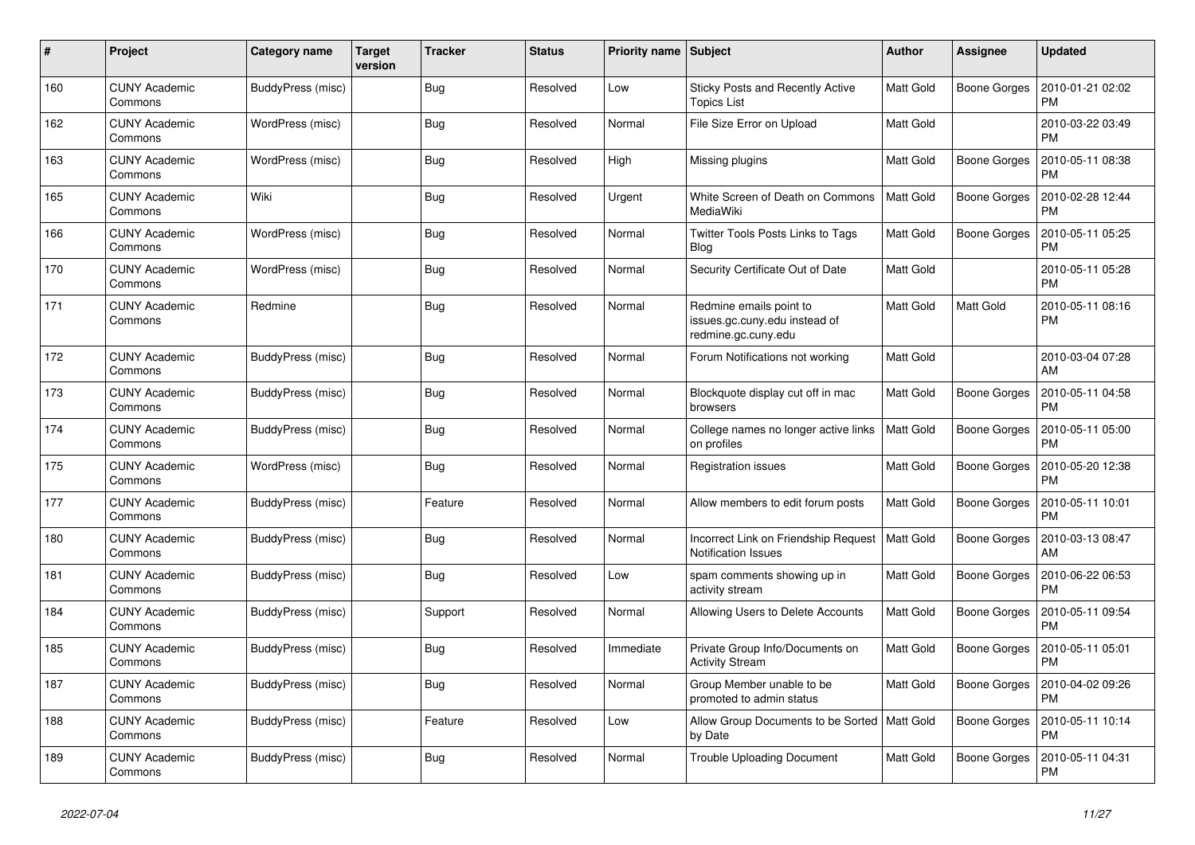| # | Project | Category name | Target version | Tracker | Status | Priority name | Subject | Author | Assignee | Updated |
|---|---|---|---|---|---|---|---|---|---|---|
| 160 | CUNY Academic Commons | BuddyPress (misc) | | Bug | Resolved | Low | Sticky Posts and Recently Active Topics List | Matt Gold | Boone Gorges | 2010-01-21 02:02 PM |
| 162 | CUNY Academic Commons | WordPress (misc) | | Bug | Resolved | Normal | File Size Error on Upload | Matt Gold | | 2010-03-22 03:49 PM |
| 163 | CUNY Academic Commons | WordPress (misc) | | Bug | Resolved | High | Missing plugins | Matt Gold | Boone Gorges | 2010-05-11 08:38 PM |
| 165 | CUNY Academic Commons | Wiki | | Bug | Resolved | Urgent | White Screen of Death on Commons MediaWiki | Matt Gold | Boone Gorges | 2010-02-28 12:44 PM |
| 166 | CUNY Academic Commons | WordPress (misc) | | Bug | Resolved | Normal | Twitter Tools Posts Links to Tags Blog | Matt Gold | Boone Gorges | 2010-05-11 05:25 PM |
| 170 | CUNY Academic Commons | WordPress (misc) | | Bug | Resolved | Normal | Security Certificate Out of Date | Matt Gold | | 2010-05-11 05:28 PM |
| 171 | CUNY Academic Commons | Redmine | | Bug | Resolved | Normal | Redmine emails point to issues.gc.cuny.edu instead of redmine.gc.cuny.edu | Matt Gold | Matt Gold | 2010-05-11 08:16 PM |
| 172 | CUNY Academic Commons | BuddyPress (misc) | | Bug | Resolved | Normal | Forum Notifications not working | Matt Gold | | 2010-03-04 07:28 AM |
| 173 | CUNY Academic Commons | BuddyPress (misc) | | Bug | Resolved | Normal | Blockquote display cut off in mac browsers | Matt Gold | Boone Gorges | 2010-05-11 04:58 PM |
| 174 | CUNY Academic Commons | BuddyPress (misc) | | Bug | Resolved | Normal | College names no longer active links on profiles | Matt Gold | Boone Gorges | 2010-05-11 05:00 PM |
| 175 | CUNY Academic Commons | WordPress (misc) | | Bug | Resolved | Normal | Registration issues | Matt Gold | Boone Gorges | 2010-05-20 12:38 PM |
| 177 | CUNY Academic Commons | BuddyPress (misc) | | Feature | Resolved | Normal | Allow members to edit forum posts | Matt Gold | Boone Gorges | 2010-05-11 10:01 PM |
| 180 | CUNY Academic Commons | BuddyPress (misc) | | Bug | Resolved | Normal | Incorrect Link on Friendship Request Notification Issues | Matt Gold | Boone Gorges | 2010-03-13 08:47 AM |
| 181 | CUNY Academic Commons | BuddyPress (misc) | | Bug | Resolved | Low | spam comments showing up in activity stream | Matt Gold | Boone Gorges | 2010-06-22 06:53 PM |
| 184 | CUNY Academic Commons | BuddyPress (misc) | | Support | Resolved | Normal | Allowing Users to Delete Accounts | Matt Gold | Boone Gorges | 2010-05-11 09:54 PM |
| 185 | CUNY Academic Commons | BuddyPress (misc) | | Bug | Resolved | Immediate | Private Group Info/Documents on Activity Stream | Matt Gold | Boone Gorges | 2010-05-11 05:01 PM |
| 187 | CUNY Academic Commons | BuddyPress (misc) | | Bug | Resolved | Normal | Group Member unable to be promoted to admin status | Matt Gold | Boone Gorges | 2010-04-02 09:26 PM |
| 188 | CUNY Academic Commons | BuddyPress (misc) | | Feature | Resolved | Low | Allow Group Documents to be Sorted by Date | Matt Gold | Boone Gorges | 2010-05-11 10:14 PM |
| 189 | CUNY Academic Commons | BuddyPress (misc) | | Bug | Resolved | Normal | Trouble Uploading Document | Matt Gold | Boone Gorges | 2010-05-11 04:31 PM |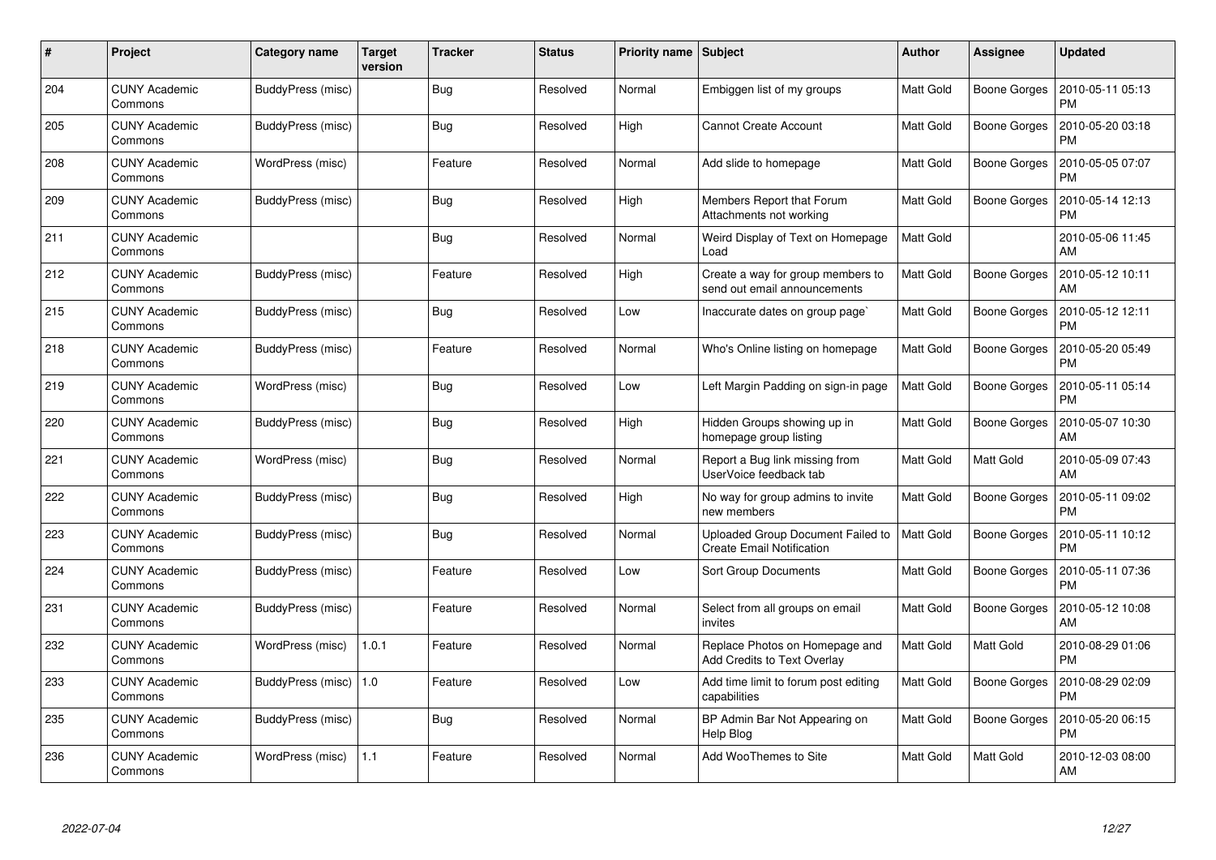| # | Project | Category name | Target version | Tracker | Status | Priority name | Subject | Author | Assignee | Updated |
|---|---|---|---|---|---|---|---|---|---|---|
| 204 | CUNY Academic Commons | BuddyPress (misc) | | Bug | Resolved | Normal | Embiggen list of my groups | Matt Gold | Boone Gorges | 2010-05-11 05:13 PM |
| 205 | CUNY Academic Commons | BuddyPress (misc) | | Bug | Resolved | High | Cannot Create Account | Matt Gold | Boone Gorges | 2010-05-20 03:18 PM |
| 208 | CUNY Academic Commons | WordPress (misc) | | Feature | Resolved | Normal | Add slide to homepage | Matt Gold | Boone Gorges | 2010-05-05 07:07 PM |
| 209 | CUNY Academic Commons | BuddyPress (misc) | | Bug | Resolved | High | Members Report that Forum Attachments not working | Matt Gold | Boone Gorges | 2010-05-14 12:13 PM |
| 211 | CUNY Academic Commons | | | Bug | Resolved | Normal | Weird Display of Text on Homepage Load | Matt Gold | | 2010-05-06 11:45 AM |
| 212 | CUNY Academic Commons | BuddyPress (misc) | | Feature | Resolved | High | Create a way for group members to send out email announcements | Matt Gold | Boone Gorges | 2010-05-12 10:11 AM |
| 215 | CUNY Academic Commons | BuddyPress (misc) | | Bug | Resolved | Low | Inaccurate dates on group page` | Matt Gold | Boone Gorges | 2010-05-12 12:11 PM |
| 218 | CUNY Academic Commons | BuddyPress (misc) | | Feature | Resolved | Normal | Who's Online listing on homepage | Matt Gold | Boone Gorges | 2010-05-20 05:49 PM |
| 219 | CUNY Academic Commons | WordPress (misc) | | Bug | Resolved | Low | Left Margin Padding on sign-in page | Matt Gold | Boone Gorges | 2010-05-11 05:14 PM |
| 220 | CUNY Academic Commons | BuddyPress (misc) | | Bug | Resolved | High | Hidden Groups showing up in homepage group listing | Matt Gold | Boone Gorges | 2010-05-07 10:30 AM |
| 221 | CUNY Academic Commons | WordPress (misc) | | Bug | Resolved | Normal | Report a Bug link missing from UserVoice feedback tab | Matt Gold | Matt Gold | 2010-05-09 07:43 AM |
| 222 | CUNY Academic Commons | BuddyPress (misc) | | Bug | Resolved | High | No way for group admins to invite new members | Matt Gold | Boone Gorges | 2010-05-11 09:02 PM |
| 223 | CUNY Academic Commons | BuddyPress (misc) | | Bug | Resolved | Normal | Uploaded Group Document Failed to Create Email Notification | Matt Gold | Boone Gorges | 2010-05-11 10:12 PM |
| 224 | CUNY Academic Commons | BuddyPress (misc) | | Feature | Resolved | Low | Sort Group Documents | Matt Gold | Boone Gorges | 2010-05-11 07:36 PM |
| 231 | CUNY Academic Commons | BuddyPress (misc) | | Feature | Resolved | Normal | Select from all groups on email invites | Matt Gold | Boone Gorges | 2010-05-12 10:08 AM |
| 232 | CUNY Academic Commons | WordPress (misc) | 1.0.1 | Feature | Resolved | Normal | Replace Photos on Homepage and Add Credits to Text Overlay | Matt Gold | Matt Gold | 2010-08-29 01:06 PM |
| 233 | CUNY Academic Commons | BuddyPress (misc) | 1.0 | Feature | Resolved | Low | Add time limit to forum post editing capabilities | Matt Gold | Boone Gorges | 2010-08-29 02:09 PM |
| 235 | CUNY Academic Commons | BuddyPress (misc) | | Bug | Resolved | Normal | BP Admin Bar Not Appearing on Help Blog | Matt Gold | Boone Gorges | 2010-05-20 06:15 PM |
| 236 | CUNY Academic Commons | WordPress (misc) | 1.1 | Feature | Resolved | Normal | Add WooThemes to Site | Matt Gold | Matt Gold | 2010-12-03 08:00 AM |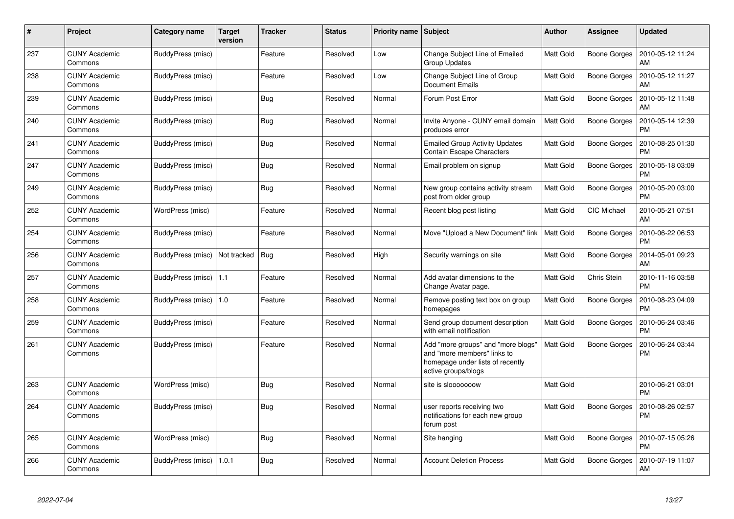| # | Project | Category name | Target version | Tracker | Status | Priority name | Subject | Author | Assignee | Updated |
|---|---|---|---|---|---|---|---|---|---|---|
| 237 | CUNY Academic Commons | BuddyPress (misc) | | Feature | Resolved | Low | Change Subject Line of Emailed Group Updates | Matt Gold | Boone Gorges | 2010-05-12 11:24 AM |
| 238 | CUNY Academic Commons | BuddyPress (misc) | | Feature | Resolved | Low | Change Subject Line of Group Document Emails | Matt Gold | Boone Gorges | 2010-05-12 11:27 AM |
| 239 | CUNY Academic Commons | BuddyPress (misc) | | Bug | Resolved | Normal | Forum Post Error | Matt Gold | Boone Gorges | 2010-05-12 11:48 AM |
| 240 | CUNY Academic Commons | BuddyPress (misc) | | Bug | Resolved | Normal | Invite Anyone - CUNY email domain produces error | Matt Gold | Boone Gorges | 2010-05-14 12:39 PM |
| 241 | CUNY Academic Commons | BuddyPress (misc) | | Bug | Resolved | Normal | Emailed Group Activity Updates Contain Escape Characters | Matt Gold | Boone Gorges | 2010-08-25 01:30 PM |
| 247 | CUNY Academic Commons | BuddyPress (misc) | | Bug | Resolved | Normal | Email problem on signup | Matt Gold | Boone Gorges | 2010-05-18 03:09 PM |
| 249 | CUNY Academic Commons | BuddyPress (misc) | | Bug | Resolved | Normal | New group contains activity stream post from older group | Matt Gold | Boone Gorges | 2010-05-20 03:00 PM |
| 252 | CUNY Academic Commons | WordPress (misc) | | Feature | Resolved | Normal | Recent blog post listing | Matt Gold | CIC Michael | 2010-05-21 07:51 AM |
| 254 | CUNY Academic Commons | BuddyPress (misc) | | Feature | Resolved | Normal | Move "Upload a New Document" link | Matt Gold | Boone Gorges | 2010-06-22 06:53 PM |
| 256 | CUNY Academic Commons | BuddyPress (misc) | Not tracked | Bug | Resolved | High | Security warnings on site | Matt Gold | Boone Gorges | 2014-05-01 09:23 AM |
| 257 | CUNY Academic Commons | BuddyPress (misc) | 1.1 | Feature | Resolved | Normal | Add avatar dimensions to the Change Avatar page. | Matt Gold | Chris Stein | 2010-11-16 03:58 PM |
| 258 | CUNY Academic Commons | BuddyPress (misc) | 1.0 | Feature | Resolved | Normal | Remove posting text box on group homepages | Matt Gold | Boone Gorges | 2010-08-23 04:09 PM |
| 259 | CUNY Academic Commons | BuddyPress (misc) | | Feature | Resolved | Normal | Send group document description with email notification | Matt Gold | Boone Gorges | 2010-06-24 03:46 PM |
| 261 | CUNY Academic Commons | BuddyPress (misc) | | Feature | Resolved | Normal | Add "more groups" and "more blogs" and "more members" links to homepage under lists of recently active groups/blogs | Matt Gold | Boone Gorges | 2010-06-24 03:44 PM |
| 263 | CUNY Academic Commons | WordPress (misc) | | Bug | Resolved | Normal | site is slooooooow | Matt Gold | | 2010-06-21 03:01 PM |
| 264 | CUNY Academic Commons | BuddyPress (misc) | | Bug | Resolved | Normal | user reports receiving two notifications for each new group forum post | Matt Gold | Boone Gorges | 2010-08-26 02:57 PM |
| 265 | CUNY Academic Commons | WordPress (misc) | | Bug | Resolved | Normal | Site hanging | Matt Gold | Boone Gorges | 2010-07-15 05:26 PM |
| 266 | CUNY Academic Commons | BuddyPress (misc) | 1.0.1 | Bug | Resolved | Normal | Account Deletion Process | Matt Gold | Boone Gorges | 2010-07-19 11:07 AM |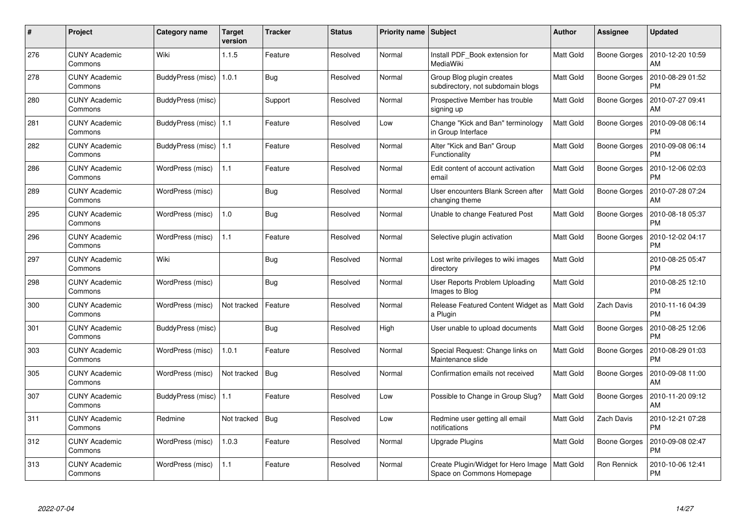| # | Project | Category name | Target version | Tracker | Status | Priority name | Subject | Author | Assignee | Updated |
|---|---|---|---|---|---|---|---|---|---|---|
| 276 | CUNY Academic Commons | Wiki | 1.1.5 | Feature | Resolved | Normal | Install PDF_Book extension for MediaWiki | Matt Gold | Boone Gorges | 2010-12-20 10:59 AM |
| 278 | CUNY Academic Commons | BuddyPress (misc) | 1.0.1 | Bug | Resolved | Normal | Group Blog plugin creates subdirectory, not subdomain blogs | Matt Gold | Boone Gorges | 2010-08-29 01:52 PM |
| 280 | CUNY Academic Commons | BuddyPress (misc) | | Support | Resolved | Normal | Prospective Member has trouble signing up | Matt Gold | Boone Gorges | 2010-07-27 09:41 AM |
| 281 | CUNY Academic Commons | BuddyPress (misc) | 1.1 | Feature | Resolved | Low | Change "Kick and Ban" terminology in Group Interface | Matt Gold | Boone Gorges | 2010-09-08 06:14 PM |
| 282 | CUNY Academic Commons | BuddyPress (misc) | 1.1 | Feature | Resolved | Normal | Alter "Kick and Ban" Group Functionality | Matt Gold | Boone Gorges | 2010-09-08 06:14 PM |
| 286 | CUNY Academic Commons | WordPress (misc) | 1.1 | Feature | Resolved | Normal | Edit content of account activation email | Matt Gold | Boone Gorges | 2010-12-06 02:03 PM |
| 289 | CUNY Academic Commons | WordPress (misc) | | Bug | Resolved | Normal | User encounters Blank Screen after changing theme | Matt Gold | Boone Gorges | 2010-07-28 07:24 AM |
| 295 | CUNY Academic Commons | WordPress (misc) | 1.0 | Bug | Resolved | Normal | Unable to change Featured Post | Matt Gold | Boone Gorges | 2010-08-18 05:37 PM |
| 296 | CUNY Academic Commons | WordPress (misc) | 1.1 | Feature | Resolved | Normal | Selective plugin activation | Matt Gold | Boone Gorges | 2010-12-02 04:17 PM |
| 297 | CUNY Academic Commons | Wiki | | Bug | Resolved | Normal | Lost write privileges to wiki images directory | Matt Gold | | 2010-08-25 05:47 PM |
| 298 | CUNY Academic Commons | WordPress (misc) | | Bug | Resolved | Normal | User Reports Problem Uploading Images to Blog | Matt Gold | | 2010-08-25 12:10 PM |
| 300 | CUNY Academic Commons | WordPress (misc) | Not tracked | Feature | Resolved | Normal | Release Featured Content Widget as a Plugin | Matt Gold | Zach Davis | 2010-11-16 04:39 PM |
| 301 | CUNY Academic Commons | BuddyPress (misc) | | Bug | Resolved | High | User unable to upload documents | Matt Gold | Boone Gorges | 2010-08-25 12:06 PM |
| 303 | CUNY Academic Commons | WordPress (misc) | 1.0.1 | Feature | Resolved | Normal | Special Request: Change links on Maintenance slide | Matt Gold | Boone Gorges | 2010-08-29 01:03 PM |
| 305 | CUNY Academic Commons | WordPress (misc) | Not tracked | Bug | Resolved | Normal | Confirmation emails not received | Matt Gold | Boone Gorges | 2010-09-08 11:00 AM |
| 307 | CUNY Academic Commons | BuddyPress (misc) | 1.1 | Feature | Resolved | Low | Possible to Change in Group Slug? | Matt Gold | Boone Gorges | 2010-11-20 09:12 AM |
| 311 | CUNY Academic Commons | Redmine | Not tracked | Bug | Resolved | Low | Redmine user getting all email notifications | Matt Gold | Zach Davis | 2010-12-21 07:28 PM |
| 312 | CUNY Academic Commons | WordPress (misc) | 1.0.3 | Feature | Resolved | Normal | Upgrade Plugins | Matt Gold | Boone Gorges | 2010-09-08 02:47 PM |
| 313 | CUNY Academic Commons | WordPress (misc) | 1.1 | Feature | Resolved | Normal | Create Plugin/Widget for Hero Image Space on Commons Homepage | Matt Gold | Ron Rennick | 2010-10-06 12:41 PM |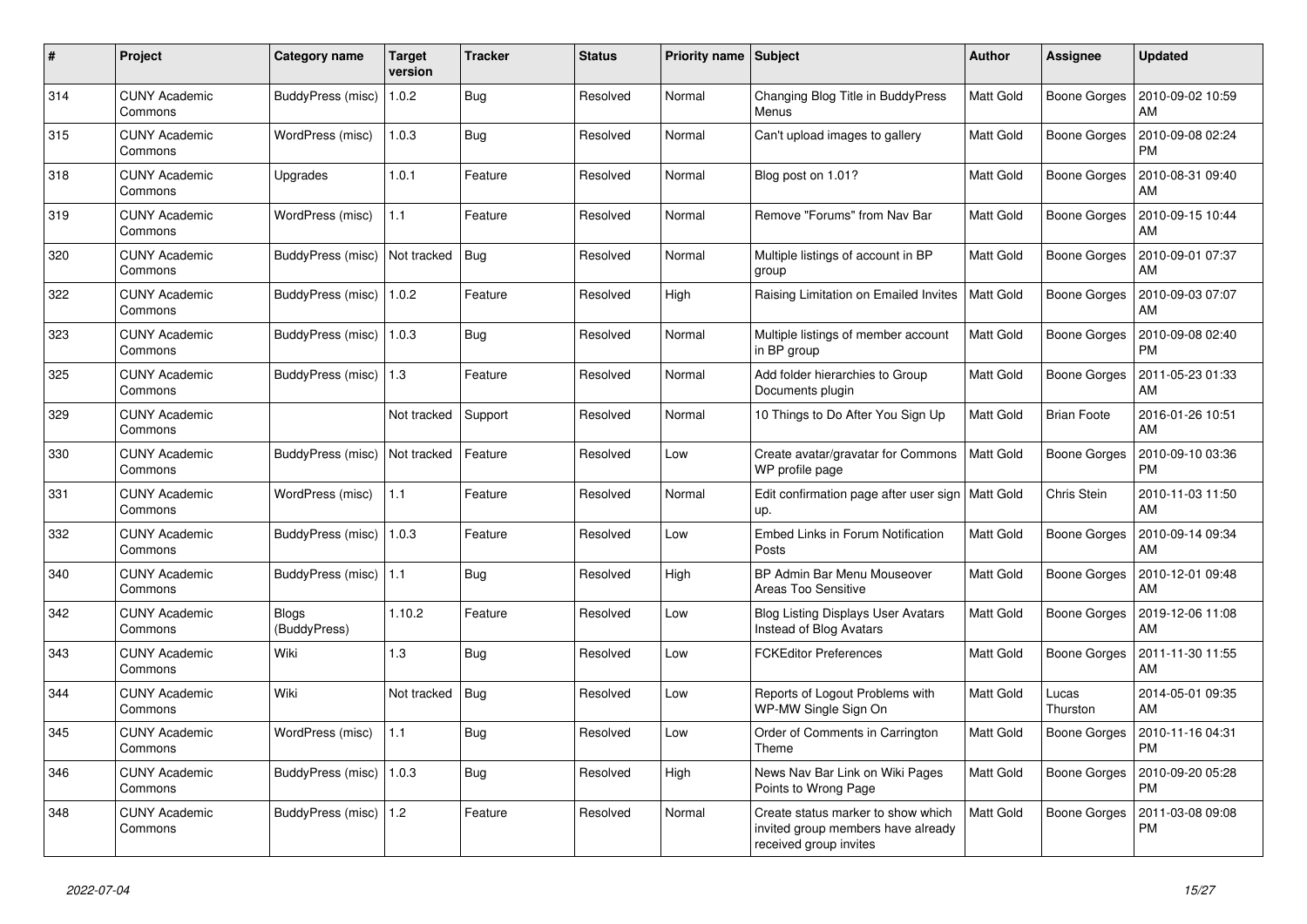| # | Project | Category name | Target version | Tracker | Status | Priority name | Subject | Author | Assignee | Updated |
|---|---|---|---|---|---|---|---|---|---|---|
| 314 | CUNY Academic Commons | BuddyPress (misc) | 1.0.2 | Bug | Resolved | Normal | Changing Blog Title in BuddyPress Menus | Matt Gold | Boone Gorges | 2010-09-02 10:59 AM |
| 315 | CUNY Academic Commons | WordPress (misc) | 1.0.3 | Bug | Resolved | Normal | Can't upload images to gallery | Matt Gold | Boone Gorges | 2010-09-08 02:24 PM |
| 318 | CUNY Academic Commons | Upgrades | 1.0.1 | Feature | Resolved | Normal | Blog post on 1.01? | Matt Gold | Boone Gorges | 2010-08-31 09:40 AM |
| 319 | CUNY Academic Commons | WordPress (misc) | 1.1 | Feature | Resolved | Normal | Remove "Forums" from Nav Bar | Matt Gold | Boone Gorges | 2010-09-15 10:44 AM |
| 320 | CUNY Academic Commons | BuddyPress (misc) | Not tracked | Bug | Resolved | Normal | Multiple listings of account in BP group | Matt Gold | Boone Gorges | 2010-09-01 07:37 AM |
| 322 | CUNY Academic Commons | BuddyPress (misc) | 1.0.2 | Feature | Resolved | High | Raising Limitation on Emailed Invites | Matt Gold | Boone Gorges | 2010-09-03 07:07 AM |
| 323 | CUNY Academic Commons | BuddyPress (misc) | 1.0.3 | Bug | Resolved | Normal | Multiple listings of member account in BP group | Matt Gold | Boone Gorges | 2010-09-08 02:40 PM |
| 325 | CUNY Academic Commons | BuddyPress (misc) | 1.3 | Feature | Resolved | Normal | Add folder hierarchies to Group Documents plugin | Matt Gold | Boone Gorges | 2011-05-23 01:33 AM |
| 329 | CUNY Academic Commons | | Not tracked | Support | Resolved | Normal | 10 Things to Do After You Sign Up | Matt Gold | Brian Foote | 2016-01-26 10:51 AM |
| 330 | CUNY Academic Commons | BuddyPress (misc) | Not tracked | Feature | Resolved | Low | Create avatar/gravatar for Commons WP profile page | Matt Gold | Boone Gorges | 2010-09-10 03:36 PM |
| 331 | CUNY Academic Commons | WordPress (misc) | 1.1 | Feature | Resolved | Normal | Edit confirmation page after user sign up. | Matt Gold | Chris Stein | 2010-11-03 11:50 AM |
| 332 | CUNY Academic Commons | BuddyPress (misc) | 1.0.3 | Feature | Resolved | Low | Embed Links in Forum Notification Posts | Matt Gold | Boone Gorges | 2010-09-14 09:34 AM |
| 340 | CUNY Academic Commons | BuddyPress (misc) | 1.1 | Bug | Resolved | High | BP Admin Bar Menu Mouseover Areas Too Sensitive | Matt Gold | Boone Gorges | 2010-12-01 09:48 AM |
| 342 | CUNY Academic Commons | Blogs (BuddyPress) | 1.10.2 | Feature | Resolved | Low | Blog Listing Displays User Avatars Instead of Blog Avatars | Matt Gold | Boone Gorges | 2019-12-06 11:08 AM |
| 343 | CUNY Academic Commons | Wiki | 1.3 | Bug | Resolved | Low | FCKEditor Preferences | Matt Gold | Boone Gorges | 2011-11-30 11:55 AM |
| 344 | CUNY Academic Commons | Wiki | Not tracked | Bug | Resolved | Low | Reports of Logout Problems with WP-MW Single Sign On | Matt Gold | Lucas Thurston | 2014-05-01 09:35 AM |
| 345 | CUNY Academic Commons | WordPress (misc) | 1.1 | Bug | Resolved | Low | Order of Comments in Carrington Theme | Matt Gold | Boone Gorges | 2010-11-16 04:31 PM |
| 346 | CUNY Academic Commons | BuddyPress (misc) | 1.0.3 | Bug | Resolved | High | News Nav Bar Link on Wiki Pages Points to Wrong Page | Matt Gold | Boone Gorges | 2010-09-20 05:28 PM |
| 348 | CUNY Academic Commons | BuddyPress (misc) | 1.2 | Feature | Resolved | Normal | Create status marker to show which invited group members have already received group invites | Matt Gold | Boone Gorges | 2011-03-08 09:08 PM |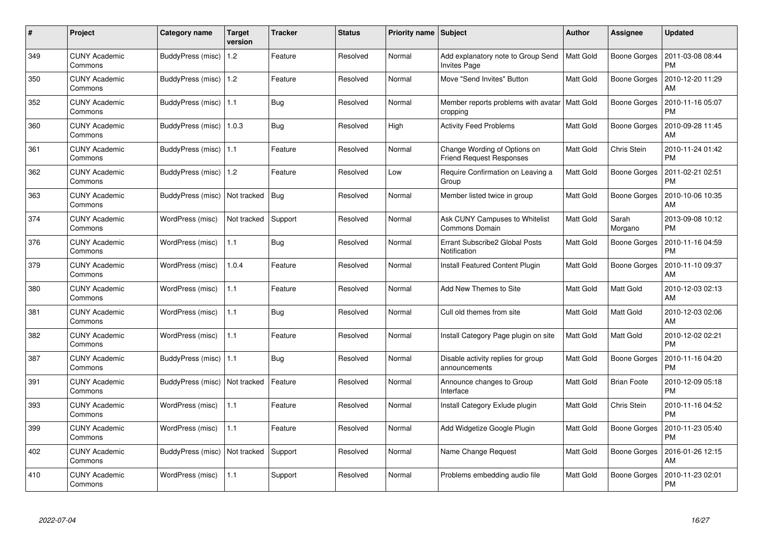| # | Project | Category name | Target version | Tracker | Status | Priority name | Subject | Author | Assignee | Updated |
|---|---|---|---|---|---|---|---|---|---|---|
| 349 | CUNY Academic Commons | BuddyPress (misc) | 1.2 | Feature | Resolved | Normal | Add explanatory note to Group Send Invites Page | Matt Gold | Boone Gorges | 2011-03-08 08:44 PM |
| 350 | CUNY Academic Commons | BuddyPress (misc) | 1.2 | Feature | Resolved | Normal | Move "Send Invites" Button | Matt Gold | Boone Gorges | 2010-12-20 11:29 AM |
| 352 | CUNY Academic Commons | BuddyPress (misc) | 1.1 | Bug | Resolved | Normal | Member reports problems with avatar cropping | Matt Gold | Boone Gorges | 2010-11-16 05:07 PM |
| 360 | CUNY Academic Commons | BuddyPress (misc) | 1.0.3 | Bug | Resolved | High | Activity Feed Problems | Matt Gold | Boone Gorges | 2010-09-28 11:45 AM |
| 361 | CUNY Academic Commons | BuddyPress (misc) | 1.1 | Feature | Resolved | Normal | Change Wording of Options on Friend Request Responses | Matt Gold | Chris Stein | 2010-11-24 01:42 PM |
| 362 | CUNY Academic Commons | BuddyPress (misc) | 1.2 | Feature | Resolved | Low | Require Confirmation on Leaving a Group | Matt Gold | Boone Gorges | 2011-02-21 02:51 PM |
| 363 | CUNY Academic Commons | BuddyPress (misc) | Not tracked | Bug | Resolved | Normal | Member listed twice in group | Matt Gold | Boone Gorges | 2010-10-06 10:35 AM |
| 374 | CUNY Academic Commons | WordPress (misc) | Not tracked | Support | Resolved | Normal | Ask CUNY Campuses to Whitelist Commons Domain | Matt Gold | Sarah Morgano | 2013-09-08 10:12 PM |
| 376 | CUNY Academic Commons | WordPress (misc) | 1.1 | Bug | Resolved | Normal | Errant Subscribe2 Global Posts Notification | Matt Gold | Boone Gorges | 2010-11-16 04:59 PM |
| 379 | CUNY Academic Commons | WordPress (misc) | 1.0.4 | Feature | Resolved | Normal | Install Featured Content Plugin | Matt Gold | Boone Gorges | 2010-11-10 09:37 AM |
| 380 | CUNY Academic Commons | WordPress (misc) | 1.1 | Feature | Resolved | Normal | Add New Themes to Site | Matt Gold | Matt Gold | 2010-12-03 02:13 AM |
| 381 | CUNY Academic Commons | WordPress (misc) | 1.1 | Bug | Resolved | Normal | Cull old themes from site | Matt Gold | Matt Gold | 2010-12-03 02:06 AM |
| 382 | CUNY Academic Commons | WordPress (misc) | 1.1 | Feature | Resolved | Normal | Install Category Page plugin on site | Matt Gold | Matt Gold | 2010-12-02 02:21 PM |
| 387 | CUNY Academic Commons | BuddyPress (misc) | 1.1 | Bug | Resolved | Normal | Disable activity replies for group announcements | Matt Gold | Boone Gorges | 2010-11-16 04:20 PM |
| 391 | CUNY Academic Commons | BuddyPress (misc) | Not tracked | Feature | Resolved | Normal | Announce changes to Group Interface | Matt Gold | Brian Foote | 2010-12-09 05:18 PM |
| 393 | CUNY Academic Commons | WordPress (misc) | 1.1 | Feature | Resolved | Normal | Install Category Exlude plugin | Matt Gold | Chris Stein | 2010-11-16 04:52 PM |
| 399 | CUNY Academic Commons | WordPress (misc) | 1.1 | Feature | Resolved | Normal | Add Widgetize Google Plugin | Matt Gold | Boone Gorges | 2010-11-23 05:40 PM |
| 402 | CUNY Academic Commons | BuddyPress (misc) | Not tracked | Support | Resolved | Normal | Name Change Request | Matt Gold | Boone Gorges | 2016-01-26 12:15 AM |
| 410 | CUNY Academic Commons | WordPress (misc) | 1.1 | Support | Resolved | Normal | Problems embedding audio file | Matt Gold | Boone Gorges | 2010-11-23 02:01 PM |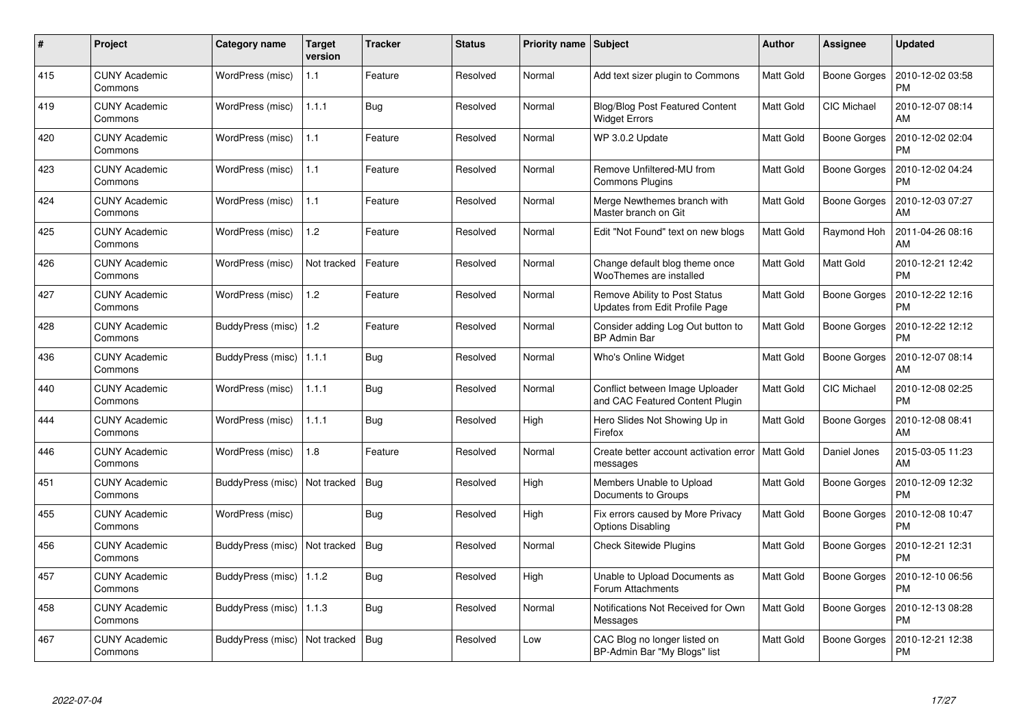| # | Project | Category name | Target version | Tracker | Status | Priority name | Subject | Author | Assignee | Updated |
|---|---|---|---|---|---|---|---|---|---|---|
| 415 | CUNY Academic Commons | WordPress (misc) | 1.1 | Feature | Resolved | Normal | Add text sizer plugin to Commons | Matt Gold | Boone Gorges | 2010-12-02 03:58 PM |
| 419 | CUNY Academic Commons | WordPress (misc) | 1.1.1 | Bug | Resolved | Normal | Blog/Blog Post Featured Content Widget Errors | Matt Gold | CIC Michael | 2010-12-07 08:14 AM |
| 420 | CUNY Academic Commons | WordPress (misc) | 1.1 | Feature | Resolved | Normal | WP 3.0.2 Update | Matt Gold | Boone Gorges | 2010-12-02 02:04 PM |
| 423 | CUNY Academic Commons | WordPress (misc) | 1.1 | Feature | Resolved | Normal | Remove Unfiltered-MU from Commons Plugins | Matt Gold | Boone Gorges | 2010-12-02 04:24 PM |
| 424 | CUNY Academic Commons | WordPress (misc) | 1.1 | Feature | Resolved | Normal | Merge Newthemes branch with Master branch on Git | Matt Gold | Boone Gorges | 2010-12-03 07:27 AM |
| 425 | CUNY Academic Commons | WordPress (misc) | 1.2 | Feature | Resolved | Normal | Edit "Not Found" text on new blogs | Matt Gold | Raymond Hoh | 2011-04-26 08:16 AM |
| 426 | CUNY Academic Commons | WordPress (misc) | Not tracked | Feature | Resolved | Normal | Change default blog theme once WooThemes are installed | Matt Gold | Matt Gold | 2010-12-21 12:42 PM |
| 427 | CUNY Academic Commons | WordPress (misc) | 1.2 | Feature | Resolved | Normal | Remove Ability to Post Status Updates from Edit Profile Page | Matt Gold | Boone Gorges | 2010-12-22 12:16 PM |
| 428 | CUNY Academic Commons | BuddyPress (misc) | 1.2 | Feature | Resolved | Normal | Consider adding Log Out button to BP Admin Bar | Matt Gold | Boone Gorges | 2010-12-22 12:12 PM |
| 436 | CUNY Academic Commons | BuddyPress (misc) | 1.1.1 | Bug | Resolved | Normal | Who's Online Widget | Matt Gold | Boone Gorges | 2010-12-07 08:14 AM |
| 440 | CUNY Academic Commons | WordPress (misc) | 1.1.1 | Bug | Resolved | Normal | Conflict between Image Uploader and CAC Featured Content Plugin | Matt Gold | CIC Michael | 2010-12-08 02:25 PM |
| 444 | CUNY Academic Commons | WordPress (misc) | 1.1.1 | Bug | Resolved | High | Hero Slides Not Showing Up in Firefox | Matt Gold | Boone Gorges | 2010-12-08 08:41 AM |
| 446 | CUNY Academic Commons | WordPress (misc) | 1.8 | Feature | Resolved | Normal | Create better account activation error messages | Matt Gold | Daniel Jones | 2015-03-05 11:23 AM |
| 451 | CUNY Academic Commons | BuddyPress (misc) | Not tracked | Bug | Resolved | High | Members Unable to Upload Documents to Groups | Matt Gold | Boone Gorges | 2010-12-09 12:32 PM |
| 455 | CUNY Academic Commons | WordPress (misc) | | Bug | Resolved | High | Fix errors caused by More Privacy Options Disabling | Matt Gold | Boone Gorges | 2010-12-08 10:47 PM |
| 456 | CUNY Academic Commons | BuddyPress (misc) | Not tracked | Bug | Resolved | Normal | Check Sitewide Plugins | Matt Gold | Boone Gorges | 2010-12-21 12:31 PM |
| 457 | CUNY Academic Commons | BuddyPress (misc) | 1.1.2 | Bug | Resolved | High | Unable to Upload Documents as Forum Attachments | Matt Gold | Boone Gorges | 2010-12-10 06:56 PM |
| 458 | CUNY Academic Commons | BuddyPress (misc) | 1.1.3 | Bug | Resolved | Normal | Notifications Not Received for Own Messages | Matt Gold | Boone Gorges | 2010-12-13 08:28 PM |
| 467 | CUNY Academic Commons | BuddyPress (misc) | Not tracked | Bug | Resolved | Low | CAC Blog no longer listed on BP-Admin Bar "My Blogs" list | Matt Gold | Boone Gorges | 2010-12-21 12:38 PM |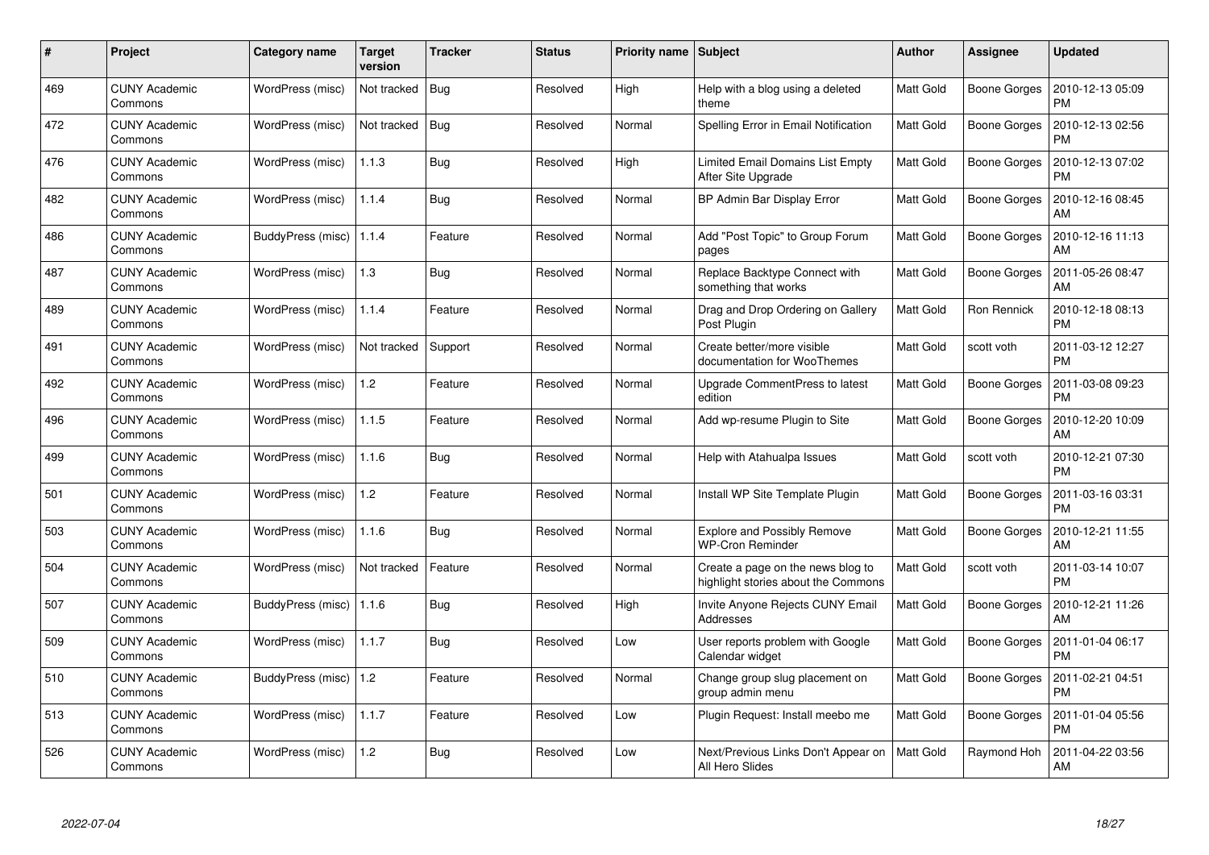| # | Project | Category name | Target version | Tracker | Status | Priority name | Subject | Author | Assignee | Updated |
|---|---|---|---|---|---|---|---|---|---|---|
| 469 | CUNY Academic Commons | WordPress (misc) | Not tracked | Bug | Resolved | High | Help with a blog using a deleted theme | Matt Gold | Boone Gorges | 2010-12-13 05:09 PM |
| 472 | CUNY Academic Commons | WordPress (misc) | Not tracked | Bug | Resolved | Normal | Spelling Error in Email Notification | Matt Gold | Boone Gorges | 2010-12-13 02:56 PM |
| 476 | CUNY Academic Commons | WordPress (misc) | 1.1.3 | Bug | Resolved | High | Limited Email Domains List Empty After Site Upgrade | Matt Gold | Boone Gorges | 2010-12-13 07:02 PM |
| 482 | CUNY Academic Commons | WordPress (misc) | 1.1.4 | Bug | Resolved | Normal | BP Admin Bar Display Error | Matt Gold | Boone Gorges | 2010-12-16 08:45 AM |
| 486 | CUNY Academic Commons | BuddyPress (misc) | 1.1.4 | Feature | Resolved | Normal | Add "Post Topic" to Group Forum pages | Matt Gold | Boone Gorges | 2010-12-16 11:13 AM |
| 487 | CUNY Academic Commons | WordPress (misc) | 1.3 | Bug | Resolved | Normal | Replace Backtype Connect with something that works | Matt Gold | Boone Gorges | 2011-05-26 08:47 AM |
| 489 | CUNY Academic Commons | WordPress (misc) | 1.1.4 | Feature | Resolved | Normal | Drag and Drop Ordering on Gallery Post Plugin | Matt Gold | Ron Rennick | 2010-12-18 08:13 PM |
| 491 | CUNY Academic Commons | WordPress (misc) | Not tracked | Support | Resolved | Normal | Create better/more visible documentation for WooThemes | Matt Gold | scott voth | 2011-03-12 12:27 PM |
| 492 | CUNY Academic Commons | WordPress (misc) | 1.2 | Feature | Resolved | Normal | Upgrade CommentPress to latest edition | Matt Gold | Boone Gorges | 2011-03-08 09:23 PM |
| 496 | CUNY Academic Commons | WordPress (misc) | 1.1.5 | Feature | Resolved | Normal | Add wp-resume Plugin to Site | Matt Gold | Boone Gorges | 2010-12-20 10:09 AM |
| 499 | CUNY Academic Commons | WordPress (misc) | 1.1.6 | Bug | Resolved | Normal | Help with Atahualpa Issues | Matt Gold | scott voth | 2010-12-21 07:30 PM |
| 501 | CUNY Academic Commons | WordPress (misc) | 1.2 | Feature | Resolved | Normal | Install WP Site Template Plugin | Matt Gold | Boone Gorges | 2011-03-16 03:31 PM |
| 503 | CUNY Academic Commons | WordPress (misc) | 1.1.6 | Bug | Resolved | Normal | Explore and Possibly Remove WP-Cron Reminder | Matt Gold | Boone Gorges | 2010-12-21 11:55 AM |
| 504 | CUNY Academic Commons | WordPress (misc) | Not tracked | Feature | Resolved | Normal | Create a page on the news blog to highlight stories about the Commons | Matt Gold | scott voth | 2011-03-14 10:07 PM |
| 507 | CUNY Academic Commons | BuddyPress (misc) | 1.1.6 | Bug | Resolved | High | Invite Anyone Rejects CUNY Email Addresses | Matt Gold | Boone Gorges | 2010-12-21 11:26 AM |
| 509 | CUNY Academic Commons | WordPress (misc) | 1.1.7 | Bug | Resolved | Low | User reports problem with Google Calendar widget | Matt Gold | Boone Gorges | 2011-01-04 06:17 PM |
| 510 | CUNY Academic Commons | BuddyPress (misc) | 1.2 | Feature | Resolved | Normal | Change group slug placement on group admin menu | Matt Gold | Boone Gorges | 2011-02-21 04:51 PM |
| 513 | CUNY Academic Commons | WordPress (misc) | 1.1.7 | Feature | Resolved | Low | Plugin Request: Install meebo me | Matt Gold | Boone Gorges | 2011-01-04 05:56 PM |
| 526 | CUNY Academic Commons | WordPress (misc) | 1.2 | Bug | Resolved | Low | Next/Previous Links Don't Appear on All Hero Slides | Matt Gold | Raymond Hoh | 2011-04-22 03:56 AM |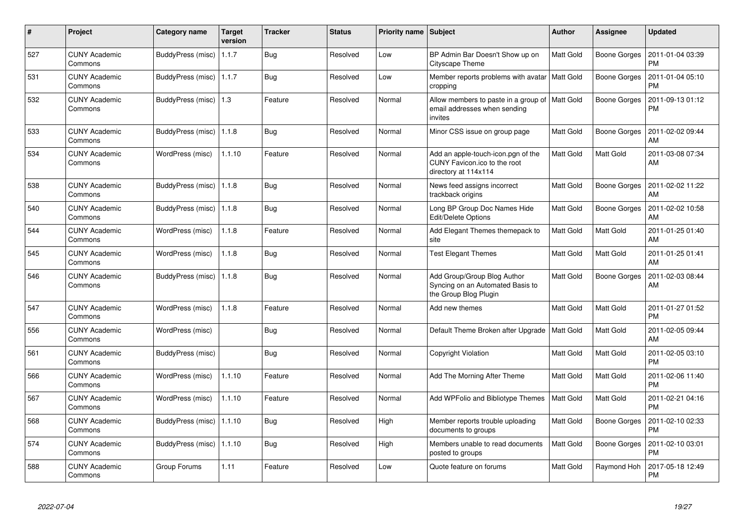| # | Project | Category name | Target version | Tracker | Status | Priority name | Subject | Author | Assignee | Updated |
|---|---|---|---|---|---|---|---|---|---|---|
| 527 | CUNY Academic Commons | BuddyPress (misc) | 1.1.7 | Bug | Resolved | Low | BP Admin Bar Doesn't Show up on Cityscape Theme | Matt Gold | Boone Gorges | 2011-01-04 03:39 PM |
| 531 | CUNY Academic Commons | BuddyPress (misc) | 1.1.7 | Bug | Resolved | Low | Member reports problems with avatar cropping | Matt Gold | Boone Gorges | 2011-01-04 05:10 PM |
| 532 | CUNY Academic Commons | BuddyPress (misc) | 1.3 | Feature | Resolved | Normal | Allow members to paste in a group of email addresses when sending invites | Matt Gold | Boone Gorges | 2011-09-13 01:12 PM |
| 533 | CUNY Academic Commons | BuddyPress (misc) | 1.1.8 | Bug | Resolved | Normal | Minor CSS issue on group page | Matt Gold | Boone Gorges | 2011-02-02 09:44 AM |
| 534 | CUNY Academic Commons | WordPress (misc) | 1.1.10 | Feature | Resolved | Normal | Add an apple-touch-icon.pgn of the CUNY Favicon.ico to the root directory at 114x114 | Matt Gold | Matt Gold | 2011-03-08 07:34 AM |
| 538 | CUNY Academic Commons | BuddyPress (misc) | 1.1.8 | Bug | Resolved | Normal | News feed assigns incorrect trackback origins | Matt Gold | Boone Gorges | 2011-02-02 11:22 AM |
| 540 | CUNY Academic Commons | BuddyPress (misc) | 1.1.8 | Bug | Resolved | Normal | Long BP Group Doc Names Hide Edit/Delete Options | Matt Gold | Boone Gorges | 2011-02-02 10:58 AM |
| 544 | CUNY Academic Commons | WordPress (misc) | 1.1.8 | Feature | Resolved | Normal | Add Elegant Themes themepack to site | Matt Gold | Matt Gold | 2011-01-25 01:40 AM |
| 545 | CUNY Academic Commons | WordPress (misc) | 1.1.8 | Bug | Resolved | Normal | Test Elegant Themes | Matt Gold | Matt Gold | 2011-01-25 01:41 AM |
| 546 | CUNY Academic Commons | BuddyPress (misc) | 1.1.8 | Bug | Resolved | Normal | Add Group/Group Blog Author Syncing on an Automated Basis to the Group Blog Plugin | Matt Gold | Boone Gorges | 2011-02-03 08:44 AM |
| 547 | CUNY Academic Commons | WordPress (misc) | 1.1.8 | Feature | Resolved | Normal | Add new themes | Matt Gold | Matt Gold | 2011-01-27 01:52 PM |
| 556 | CUNY Academic Commons | WordPress (misc) | | Bug | Resolved | Normal | Default Theme Broken after Upgrade | Matt Gold | Matt Gold | 2011-02-05 09:44 AM |
| 561 | CUNY Academic Commons | BuddyPress (misc) | | Bug | Resolved | Normal | Copyright Violation | Matt Gold | Matt Gold | 2011-02-05 03:10 PM |
| 566 | CUNY Academic Commons | WordPress (misc) | 1.1.10 | Feature | Resolved | Normal | Add The Morning After Theme | Matt Gold | Matt Gold | 2011-02-06 11:40 PM |
| 567 | CUNY Academic Commons | WordPress (misc) | 1.1.10 | Feature | Resolved | Normal | Add WPFolio and Bibliotype Themes | Matt Gold | Matt Gold | 2011-02-21 04:16 PM |
| 568 | CUNY Academic Commons | BuddyPress (misc) | 1.1.10 | Bug | Resolved | High | Member reports trouble uploading documents to groups | Matt Gold | Boone Gorges | 2011-02-10 02:33 PM |
| 574 | CUNY Academic Commons | BuddyPress (misc) | 1.1.10 | Bug | Resolved | High | Members unable to read documents posted to groups | Matt Gold | Boone Gorges | 2011-02-10 03:01 PM |
| 588 | CUNY Academic Commons | Group Forums | 1.11 | Feature | Resolved | Low | Quote feature on forums | Matt Gold | Raymond Hoh | 2017-05-18 12:49 PM |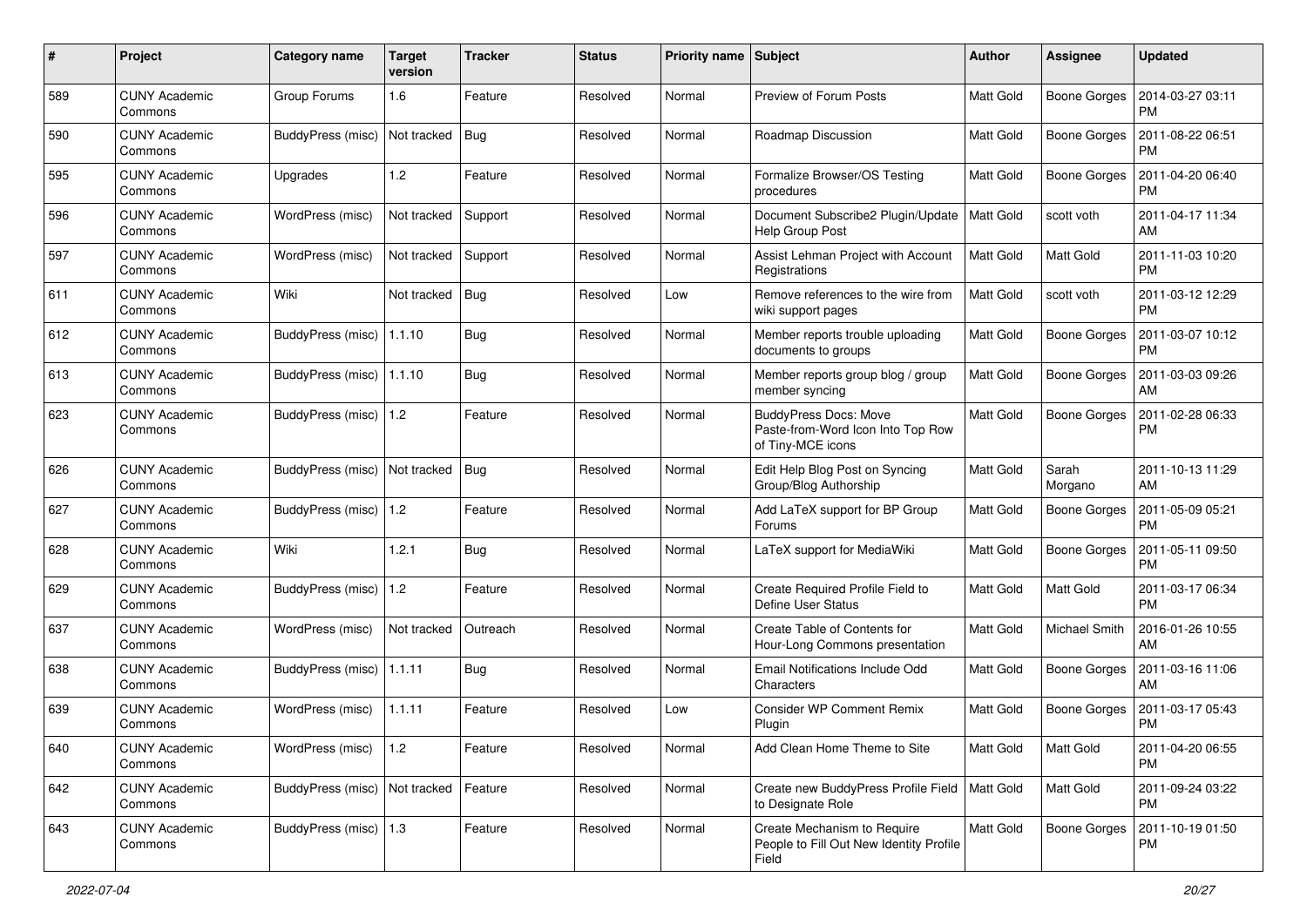| # | Project | Category name | Target version | Tracker | Status | Priority name | Subject | Author | Assignee | Updated |
|---|---|---|---|---|---|---|---|---|---|---|
| 589 | CUNY Academic Commons | Group Forums | 1.6 | Feature | Resolved | Normal | Preview of Forum Posts | Matt Gold | Boone Gorges | 2014-03-27 03:11 PM |
| 590 | CUNY Academic Commons | BuddyPress (misc) | Not tracked | Bug | Resolved | Normal | Roadmap Discussion | Matt Gold | Boone Gorges | 2011-08-22 06:51 PM |
| 595 | CUNY Academic Commons | Upgrades | 1.2 | Feature | Resolved | Normal | Formalize Browser/OS Testing procedures | Matt Gold | Boone Gorges | 2011-04-20 06:40 PM |
| 596 | CUNY Academic Commons | WordPress (misc) | Not tracked | Support | Resolved | Normal | Document Subscribe2 Plugin/Update Help Group Post | Matt Gold | scott voth | 2011-04-17 11:34 AM |
| 597 | CUNY Academic Commons | WordPress (misc) | Not tracked | Support | Resolved | Normal | Assist Lehman Project with Account Registrations | Matt Gold | Matt Gold | 2011-11-03 10:20 PM |
| 611 | CUNY Academic Commons | Wiki | Not tracked | Bug | Resolved | Low | Remove references to the wire from wiki support pages | Matt Gold | scott voth | 2011-03-12 12:29 PM |
| 612 | CUNY Academic Commons | BuddyPress (misc) | 1.1.10 | Bug | Resolved | Normal | Member reports trouble uploading documents to groups | Matt Gold | Boone Gorges | 2011-03-07 10:12 PM |
| 613 | CUNY Academic Commons | BuddyPress (misc) | 1.1.10 | Bug | Resolved | Normal | Member reports group blog / group member syncing | Matt Gold | Boone Gorges | 2011-03-03 09:26 AM |
| 623 | CUNY Academic Commons | BuddyPress (misc) | 1.2 | Feature | Resolved | Normal | BuddyPress Docs: Move Paste-from-Word Icon Into Top Row of Tiny-MCE icons | Matt Gold | Boone Gorges | 2011-02-28 06:33 PM |
| 626 | CUNY Academic Commons | BuddyPress (misc) | Not tracked | Bug | Resolved | Normal | Edit Help Blog Post on Syncing Group/Blog Authorship | Matt Gold | Sarah Morgano | 2011-10-13 11:29 AM |
| 627 | CUNY Academic Commons | BuddyPress (misc) | 1.2 | Feature | Resolved | Normal | Add LaTeX support for BP Group Forums | Matt Gold | Boone Gorges | 2011-05-09 05:21 PM |
| 628 | CUNY Academic Commons | Wiki | 1.2.1 | Bug | Resolved | Normal | LaTeX support for MediaWiki | Matt Gold | Boone Gorges | 2011-05-11 09:50 PM |
| 629 | CUNY Academic Commons | BuddyPress (misc) | 1.2 | Feature | Resolved | Normal | Create Required Profile Field to Define User Status | Matt Gold | Matt Gold | 2011-03-17 06:34 PM |
| 637 | CUNY Academic Commons | WordPress (misc) | Not tracked | Outreach | Resolved | Normal | Create Table of Contents for Hour-Long Commons presentation | Matt Gold | Michael Smith | 2016-01-26 10:55 AM |
| 638 | CUNY Academic Commons | BuddyPress (misc) | 1.1.11 | Bug | Resolved | Normal | Email Notifications Include Odd Characters | Matt Gold | Boone Gorges | 2011-03-16 11:06 AM |
| 639 | CUNY Academic Commons | WordPress (misc) | 1.1.11 | Feature | Resolved | Low | Consider WP Comment Remix Plugin | Matt Gold | Boone Gorges | 2011-03-17 05:43 PM |
| 640 | CUNY Academic Commons | WordPress (misc) | 1.2 | Feature | Resolved | Normal | Add Clean Home Theme to Site | Matt Gold | Matt Gold | 2011-04-20 06:55 PM |
| 642 | CUNY Academic Commons | BuddyPress (misc) | Not tracked | Feature | Resolved | Normal | Create new BuddyPress Profile Field to Designate Role | Matt Gold | Matt Gold | 2011-09-24 03:22 PM |
| 643 | CUNY Academic Commons | BuddyPress (misc) | 1.3 | Feature | Resolved | Normal | Create Mechanism to Require People to Fill Out New Identity Profile Field | Matt Gold | Boone Gorges | 2011-10-19 01:50 PM |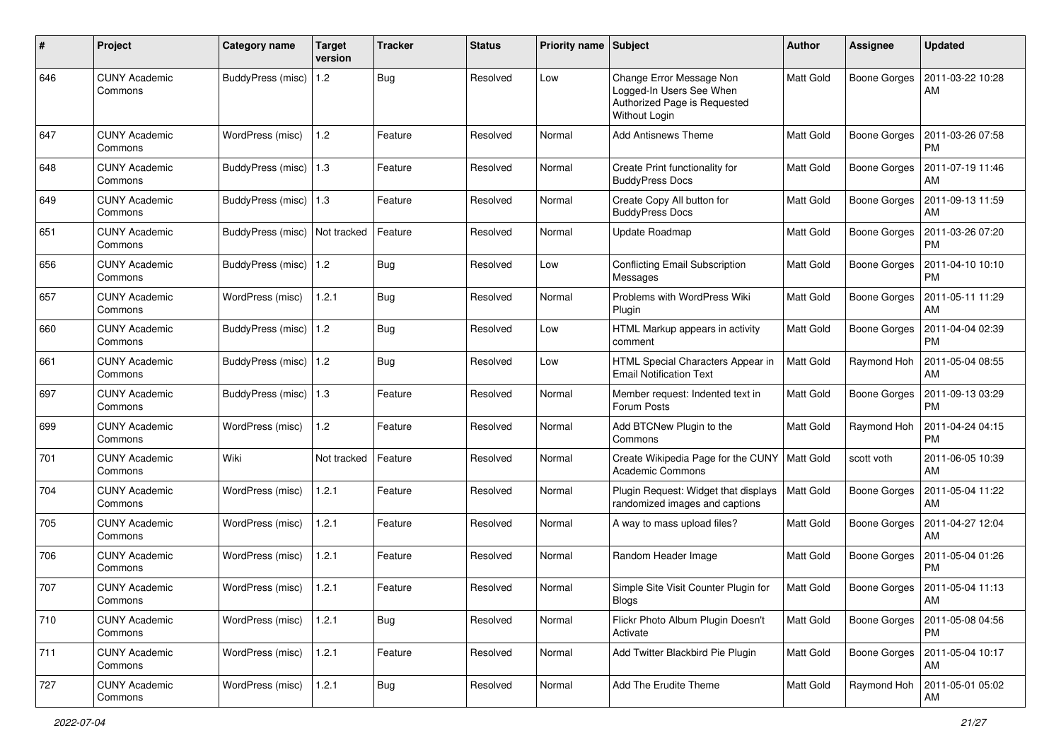| # | Project | Category name | Target version | Tracker | Status | Priority name | Subject | Author | Assignee | Updated |
| --- | --- | --- | --- | --- | --- | --- | --- | --- | --- | --- |
| 646 | CUNY Academic Commons | BuddyPress (misc) | 1.2 | Bug | Resolved | Low | Change Error Message Non Logged-In Users See When Authorized Page is Requested Without Login | Matt Gold | Boone Gorges | 2011-03-22 10:28 AM |
| 647 | CUNY Academic Commons | WordPress (misc) | 1.2 | Feature | Resolved | Normal | Add Antisnews Theme | Matt Gold | Boone Gorges | 2011-03-26 07:58 PM |
| 648 | CUNY Academic Commons | BuddyPress (misc) | 1.3 | Feature | Resolved | Normal | Create Print functionality for BuddyPress Docs | Matt Gold | Boone Gorges | 2011-07-19 11:46 AM |
| 649 | CUNY Academic Commons | BuddyPress (misc) | 1.3 | Feature | Resolved | Normal | Create Copy All button for BuddyPress Docs | Matt Gold | Boone Gorges | 2011-09-13 11:59 AM |
| 651 | CUNY Academic Commons | BuddyPress (misc) | Not tracked | Feature | Resolved | Normal | Update Roadmap | Matt Gold | Boone Gorges | 2011-03-26 07:20 PM |
| 656 | CUNY Academic Commons | BuddyPress (misc) | 1.2 | Bug | Resolved | Low | Conflicting Email Subscription Messages | Matt Gold | Boone Gorges | 2011-04-10 10:10 PM |
| 657 | CUNY Academic Commons | WordPress (misc) | 1.2.1 | Bug | Resolved | Normal | Problems with WordPress Wiki Plugin | Matt Gold | Boone Gorges | 2011-05-11 11:29 AM |
| 660 | CUNY Academic Commons | BuddyPress (misc) | 1.2 | Bug | Resolved | Low | HTML Markup appears in activity comment | Matt Gold | Boone Gorges | 2011-04-04 02:39 PM |
| 661 | CUNY Academic Commons | BuddyPress (misc) | 1.2 | Bug | Resolved | Low | HTML Special Characters Appear in Email Notification Text | Matt Gold | Raymond Hoh | 2011-05-04 08:55 AM |
| 697 | CUNY Academic Commons | BuddyPress (misc) | 1.3 | Feature | Resolved | Normal | Member request: Indented text in Forum Posts | Matt Gold | Boone Gorges | 2011-09-13 03:29 PM |
| 699 | CUNY Academic Commons | WordPress (misc) | 1.2 | Feature | Resolved | Normal | Add BTCNew Plugin to the Commons | Matt Gold | Raymond Hoh | 2011-04-24 04:15 PM |
| 701 | CUNY Academic Commons | Wiki | Not tracked | Feature | Resolved | Normal | Create Wikipedia Page for the CUNY Academic Commons | Matt Gold | scott voth | 2011-06-05 10:39 AM |
| 704 | CUNY Academic Commons | WordPress (misc) | 1.2.1 | Feature | Resolved | Normal | Plugin Request: Widget that displays randomized images and captions | Matt Gold | Boone Gorges | 2011-05-04 11:22 AM |
| 705 | CUNY Academic Commons | WordPress (misc) | 1.2.1 | Feature | Resolved | Normal | A way to mass upload files? | Matt Gold | Boone Gorges | 2011-04-27 12:04 AM |
| 706 | CUNY Academic Commons | WordPress (misc) | 1.2.1 | Feature | Resolved | Normal | Random Header Image | Matt Gold | Boone Gorges | 2011-05-04 01:26 PM |
| 707 | CUNY Academic Commons | WordPress (misc) | 1.2.1 | Feature | Resolved | Normal | Simple Site Visit Counter Plugin for Blogs | Matt Gold | Boone Gorges | 2011-05-04 11:13 AM |
| 710 | CUNY Academic Commons | WordPress (misc) | 1.2.1 | Bug | Resolved | Normal | Flickr Photo Album Plugin Doesn't Activate | Matt Gold | Boone Gorges | 2011-05-08 04:56 PM |
| 711 | CUNY Academic Commons | WordPress (misc) | 1.2.1 | Feature | Resolved | Normal | Add Twitter Blackbird Pie Plugin | Matt Gold | Boone Gorges | 2011-05-04 10:17 AM |
| 727 | CUNY Academic Commons | WordPress (misc) | 1.2.1 | Bug | Resolved | Normal | Add The Erudite Theme | Matt Gold | Raymond Hoh | 2011-05-01 05:02 AM |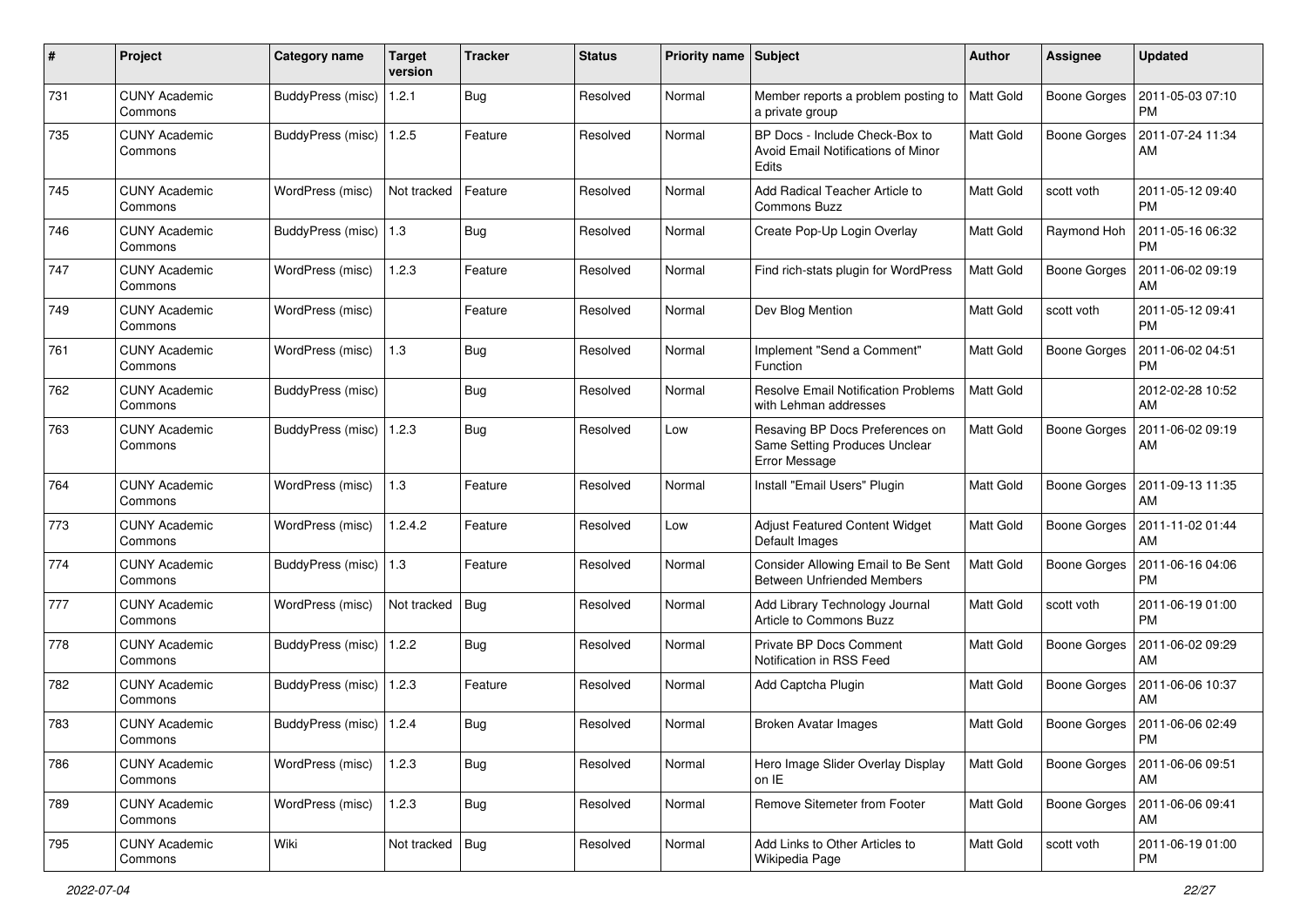| # | Project | Category name | Target version | Tracker | Status | Priority name | Subject | Author | Assignee | Updated |
|---|---|---|---|---|---|---|---|---|---|---|
| 731 | CUNY Academic Commons | BuddyPress (misc) | 1.2.1 | Bug | Resolved | Normal | Member reports a problem posting to a private group | Matt Gold | Boone Gorges | 2011-05-03 07:10 PM |
| 735 | CUNY Academic Commons | BuddyPress (misc) | 1.2.5 | Feature | Resolved | Normal | BP Docs - Include Check-Box to Avoid Email Notifications of Minor Edits | Matt Gold | Boone Gorges | 2011-07-24 11:34 AM |
| 745 | CUNY Academic Commons | WordPress (misc) | Not tracked | Feature | Resolved | Normal | Add Radical Teacher Article to Commons Buzz | Matt Gold | scott voth | 2011-05-12 09:40 PM |
| 746 | CUNY Academic Commons | BuddyPress (misc) | 1.3 | Bug | Resolved | Normal | Create Pop-Up Login Overlay | Matt Gold | Raymond Hoh | 2011-05-16 06:32 PM |
| 747 | CUNY Academic Commons | WordPress (misc) | 1.2.3 | Feature | Resolved | Normal | Find rich-stats plugin for WordPress | Matt Gold | Boone Gorges | 2011-06-02 09:19 AM |
| 749 | CUNY Academic Commons | WordPress (misc) | | Feature | Resolved | Normal | Dev Blog Mention | Matt Gold | scott voth | 2011-05-12 09:41 PM |
| 761 | CUNY Academic Commons | WordPress (misc) | 1.3 | Bug | Resolved | Normal | Implement "Send a Comment" Function | Matt Gold | Boone Gorges | 2011-06-02 04:51 PM |
| 762 | CUNY Academic Commons | BuddyPress (misc) | | Bug | Resolved | Normal | Resolve Email Notification Problems with Lehman addresses | Matt Gold | | 2012-02-28 10:52 AM |
| 763 | CUNY Academic Commons | BuddyPress (misc) | 1.2.3 | Bug | Resolved | Low | Resaving BP Docs Preferences on Same Setting Produces Unclear Error Message | Matt Gold | Boone Gorges | 2011-06-02 09:19 AM |
| 764 | CUNY Academic Commons | WordPress (misc) | 1.3 | Feature | Resolved | Normal | Install "Email Users" Plugin | Matt Gold | Boone Gorges | 2011-09-13 11:35 AM |
| 773 | CUNY Academic Commons | WordPress (misc) | 1.2.4.2 | Feature | Resolved | Low | Adjust Featured Content Widget Default Images | Matt Gold | Boone Gorges | 2011-11-02 01:44 AM |
| 774 | CUNY Academic Commons | BuddyPress (misc) | 1.3 | Feature | Resolved | Normal | Consider Allowing Email to Be Sent Between Unfriended Members | Matt Gold | Boone Gorges | 2011-06-16 04:06 PM |
| 777 | CUNY Academic Commons | WordPress (misc) | Not tracked | Bug | Resolved | Normal | Add Library Technology Journal Article to Commons Buzz | Matt Gold | scott voth | 2011-06-19 01:00 PM |
| 778 | CUNY Academic Commons | BuddyPress (misc) | 1.2.2 | Bug | Resolved | Normal | Private BP Docs Comment Notification in RSS Feed | Matt Gold | Boone Gorges | 2011-06-02 09:29 AM |
| 782 | CUNY Academic Commons | BuddyPress (misc) | 1.2.3 | Feature | Resolved | Normal | Add Captcha Plugin | Matt Gold | Boone Gorges | 2011-06-06 10:37 AM |
| 783 | CUNY Academic Commons | BuddyPress (misc) | 1.2.4 | Bug | Resolved | Normal | Broken Avatar Images | Matt Gold | Boone Gorges | 2011-06-06 02:49 PM |
| 786 | CUNY Academic Commons | WordPress (misc) | 1.2.3 | Bug | Resolved | Normal | Hero Image Slider Overlay Display on IE | Matt Gold | Boone Gorges | 2011-06-06 09:51 AM |
| 789 | CUNY Academic Commons | WordPress (misc) | 1.2.3 | Bug | Resolved | Normal | Remove Sitemeter from Footer | Matt Gold | Boone Gorges | 2011-06-06 09:41 AM |
| 795 | CUNY Academic Commons | Wiki | Not tracked | Bug | Resolved | Normal | Add Links to Other Articles to Wikipedia Page | Matt Gold | scott voth | 2011-06-19 01:00 PM |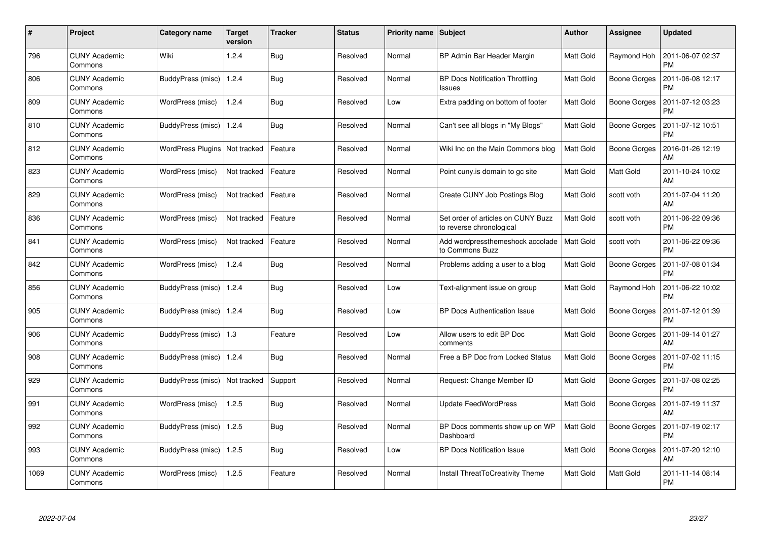| # | Project | Category name | Target version | Tracker | Status | Priority name | Subject | Author | Assignee | Updated |
|---|---|---|---|---|---|---|---|---|---|---|
| 796 | CUNY Academic Commons | Wiki | 1.2.4 | Bug | Resolved | Normal | BP Admin Bar Header Margin | Matt Gold | Raymond Hoh | 2011-06-07 02:37 PM |
| 806 | CUNY Academic Commons | BuddyPress (misc) | 1.2.4 | Bug | Resolved | Normal | BP Docs Notification Throttling Issues | Matt Gold | Boone Gorges | 2011-06-08 12:17 PM |
| 809 | CUNY Academic Commons | WordPress (misc) | 1.2.4 | Bug | Resolved | Low | Extra padding on bottom of footer | Matt Gold | Boone Gorges | 2011-07-12 03:23 PM |
| 810 | CUNY Academic Commons | BuddyPress (misc) | 1.2.4 | Bug | Resolved | Normal | Can't see all blogs in "My Blogs" | Matt Gold | Boone Gorges | 2011-07-12 10:51 PM |
| 812 | CUNY Academic Commons | WordPress Plugins | Not tracked | Feature | Resolved | Normal | Wiki Inc on the Main Commons blog | Matt Gold | Boone Gorges | 2016-01-26 12:19 AM |
| 823 | CUNY Academic Commons | WordPress (misc) | Not tracked | Feature | Resolved | Normal | Point cuny.is domain to gc site | Matt Gold | Matt Gold | 2011-10-24 10:02 AM |
| 829 | CUNY Academic Commons | WordPress (misc) | Not tracked | Feature | Resolved | Normal | Create CUNY Job Postings Blog | Matt Gold | scott voth | 2011-07-04 11:20 AM |
| 836 | CUNY Academic Commons | WordPress (misc) | Not tracked | Feature | Resolved | Normal | Set order of articles on CUNY Buzz to reverse chronological | Matt Gold | scott voth | 2011-06-22 09:36 PM |
| 841 | CUNY Academic Commons | WordPress (misc) | Not tracked | Feature | Resolved | Normal | Add wordpressthemeshock accolade to Commons Buzz | Matt Gold | scott voth | 2011-06-22 09:36 PM |
| 842 | CUNY Academic Commons | WordPress (misc) | 1.2.4 | Bug | Resolved | Normal | Problems adding a user to a blog | Matt Gold | Boone Gorges | 2011-07-08 01:34 PM |
| 856 | CUNY Academic Commons | BuddyPress (misc) | 1.2.4 | Bug | Resolved | Low | Text-alignment issue on group | Matt Gold | Raymond Hoh | 2011-06-22 10:02 PM |
| 905 | CUNY Academic Commons | BuddyPress (misc) | 1.2.4 | Bug | Resolved | Low | BP Docs Authentication Issue | Matt Gold | Boone Gorges | 2011-07-12 01:39 PM |
| 906 | CUNY Academic Commons | BuddyPress (misc) | 1.3 | Feature | Resolved | Low | Allow users to edit BP Doc comments | Matt Gold | Boone Gorges | 2011-09-14 01:27 AM |
| 908 | CUNY Academic Commons | BuddyPress (misc) | 1.2.4 | Bug | Resolved | Normal | Free a BP Doc from Locked Status | Matt Gold | Boone Gorges | 2011-07-02 11:15 PM |
| 929 | CUNY Academic Commons | BuddyPress (misc) | Not tracked | Support | Resolved | Normal | Request: Change Member ID | Matt Gold | Boone Gorges | 2011-07-08 02:25 PM |
| 991 | CUNY Academic Commons | WordPress (misc) | 1.2.5 | Bug | Resolved | Normal | Update FeedWordPress | Matt Gold | Boone Gorges | 2011-07-19 11:37 AM |
| 992 | CUNY Academic Commons | BuddyPress (misc) | 1.2.5 | Bug | Resolved | Normal | BP Docs comments show up on WP Dashboard | Matt Gold | Boone Gorges | 2011-07-19 02:17 PM |
| 993 | CUNY Academic Commons | BuddyPress (misc) | 1.2.5 | Bug | Resolved | Low | BP Docs Notification Issue | Matt Gold | Boone Gorges | 2011-07-20 12:10 AM |
| 1069 | CUNY Academic Commons | WordPress (misc) | 1.2.5 | Feature | Resolved | Normal | Install ThreatToCreativity Theme | Matt Gold | Matt Gold | 2011-11-14 08:14 PM |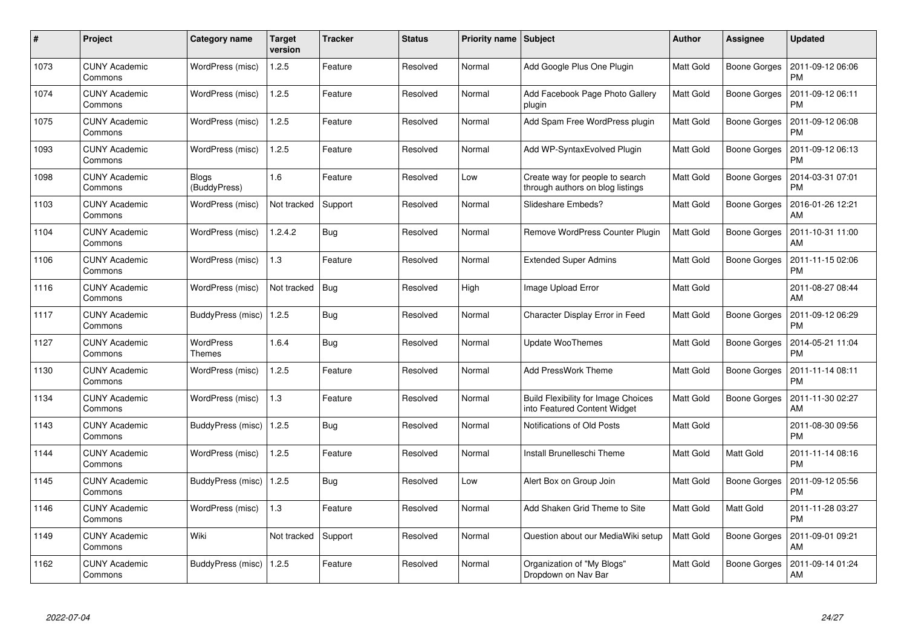| # | Project | Category name | Target version | Tracker | Status | Priority name | Subject | Author | Assignee | Updated |
|---|---|---|---|---|---|---|---|---|---|---|
| 1073 | CUNY Academic Commons | WordPress (misc) | 1.2.5 | Feature | Resolved | Normal | Add Google Plus One Plugin | Matt Gold | Boone Gorges | 2011-09-12 06:06 PM |
| 1074 | CUNY Academic Commons | WordPress (misc) | 1.2.5 | Feature | Resolved | Normal | Add Facebook Page Photo Gallery plugin | Matt Gold | Boone Gorges | 2011-09-12 06:11 PM |
| 1075 | CUNY Academic Commons | WordPress (misc) | 1.2.5 | Feature | Resolved | Normal | Add Spam Free WordPress plugin | Matt Gold | Boone Gorges | 2011-09-12 06:08 PM |
| 1093 | CUNY Academic Commons | WordPress (misc) | 1.2.5 | Feature | Resolved | Normal | Add WP-SyntaxEvolved Plugin | Matt Gold | Boone Gorges | 2011-09-12 06:13 PM |
| 1098 | CUNY Academic Commons | Blogs (BuddyPress) | 1.6 | Feature | Resolved | Low | Create way for people to search through authors on blog listings | Matt Gold | Boone Gorges | 2014-03-31 07:01 PM |
| 1103 | CUNY Academic Commons | WordPress (misc) | Not tracked | Support | Resolved | Normal | Slideshare Embeds? | Matt Gold | Boone Gorges | 2016-01-26 12:21 AM |
| 1104 | CUNY Academic Commons | WordPress (misc) | 1.2.4.2 | Bug | Resolved | Normal | Remove WordPress Counter Plugin | Matt Gold | Boone Gorges | 2011-10-31 11:00 AM |
| 1106 | CUNY Academic Commons | WordPress (misc) | 1.3 | Feature | Resolved | Normal | Extended Super Admins | Matt Gold | Boone Gorges | 2011-11-15 02:06 PM |
| 1116 | CUNY Academic Commons | WordPress (misc) | Not tracked | Bug | Resolved | High | Image Upload Error | Matt Gold | | 2011-08-27 08:44 AM |
| 1117 | CUNY Academic Commons | BuddyPress (misc) | 1.2.5 | Bug | Resolved | Normal | Character Display Error in Feed | Matt Gold | Boone Gorges | 2011-09-12 06:29 PM |
| 1127 | CUNY Academic Commons | WordPress Themes | 1.6.4 | Bug | Resolved | Normal | Update WooThemes | Matt Gold | Boone Gorges | 2014-05-21 11:04 PM |
| 1130 | CUNY Academic Commons | WordPress (misc) | 1.2.5 | Feature | Resolved | Normal | Add PressWork Theme | Matt Gold | Boone Gorges | 2011-11-14 08:11 PM |
| 1134 | CUNY Academic Commons | WordPress (misc) | 1.3 | Feature | Resolved | Normal | Build Flexibility for Image Choices into Featured Content Widget | Matt Gold | Boone Gorges | 2011-11-30 02:27 AM |
| 1143 | CUNY Academic Commons | BuddyPress (misc) | 1.2.5 | Bug | Resolved | Normal | Notifications of Old Posts | Matt Gold | | 2011-08-30 09:56 PM |
| 1144 | CUNY Academic Commons | WordPress (misc) | 1.2.5 | Feature | Resolved | Normal | Install Brunelleschi Theme | Matt Gold | Matt Gold | 2011-11-14 08:16 PM |
| 1145 | CUNY Academic Commons | BuddyPress (misc) | 1.2.5 | Bug | Resolved | Low | Alert Box on Group Join | Matt Gold | Boone Gorges | 2011-09-12 05:56 PM |
| 1146 | CUNY Academic Commons | WordPress (misc) | 1.3 | Feature | Resolved | Normal | Add Shaken Grid Theme to Site | Matt Gold | Matt Gold | 2011-11-28 03:27 PM |
| 1149 | CUNY Academic Commons | Wiki | Not tracked | Support | Resolved | Normal | Question about our MediaWiki setup | Matt Gold | Boone Gorges | 2011-09-01 09:21 AM |
| 1162 | CUNY Academic Commons | BuddyPress (misc) | 1.2.5 | Feature | Resolved | Normal | Organization of "My Blogs" Dropdown on Nav Bar | Matt Gold | Boone Gorges | 2011-09-14 01:24 AM |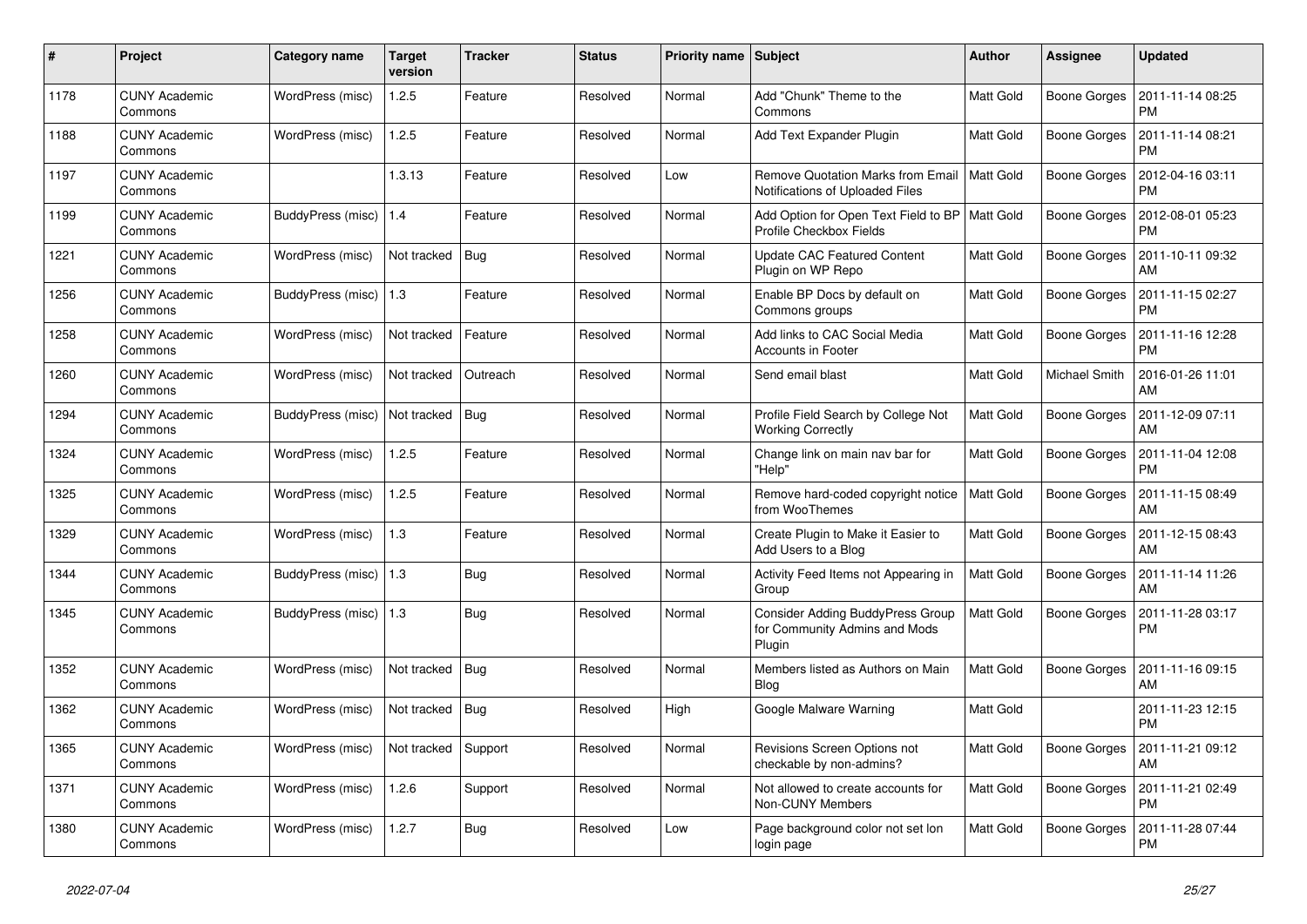| # | Project | Category name | Target version | Tracker | Status | Priority name | Subject | Author | Assignee | Updated |
|---|---|---|---|---|---|---|---|---|---|---|
| 1178 | CUNY Academic Commons | WordPress (misc) | 1.2.5 | Feature | Resolved | Normal | Add "Chunk" Theme to the Commons | Matt Gold | Boone Gorges | 2011-11-14 08:25 PM |
| 1188 | CUNY Academic Commons | WordPress (misc) | 1.2.5 | Feature | Resolved | Normal | Add Text Expander Plugin | Matt Gold | Boone Gorges | 2011-11-14 08:21 PM |
| 1197 | CUNY Academic Commons | | 1.3.13 | Feature | Resolved | Low | Remove Quotation Marks from Email Notifications of Uploaded Files | Matt Gold | Boone Gorges | 2012-04-16 03:11 PM |
| 1199 | CUNY Academic Commons | BuddyPress (misc) | 1.4 | Feature | Resolved | Normal | Add Option for Open Text Field to BP Profile Checkbox Fields | Matt Gold | Boone Gorges | 2012-08-01 05:23 PM |
| 1221 | CUNY Academic Commons | WordPress (misc) | Not tracked | Bug | Resolved | Normal | Update CAC Featured Content Plugin on WP Repo | Matt Gold | Boone Gorges | 2011-10-11 09:32 AM |
| 1256 | CUNY Academic Commons | BuddyPress (misc) | 1.3 | Feature | Resolved | Normal | Enable BP Docs by default on Commons groups | Matt Gold | Boone Gorges | 2011-11-15 02:27 PM |
| 1258 | CUNY Academic Commons | WordPress (misc) | Not tracked | Feature | Resolved | Normal | Add links to CAC Social Media Accounts in Footer | Matt Gold | Boone Gorges | 2011-11-16 12:28 PM |
| 1260 | CUNY Academic Commons | WordPress (misc) | Not tracked | Outreach | Resolved | Normal | Send email blast | Matt Gold | Michael Smith | 2016-01-26 11:01 AM |
| 1294 | CUNY Academic Commons | BuddyPress (misc) | Not tracked | Bug | Resolved | Normal | Profile Field Search by College Not Working Correctly | Matt Gold | Boone Gorges | 2011-12-09 07:11 AM |
| 1324 | CUNY Academic Commons | WordPress (misc) | 1.2.5 | Feature | Resolved | Normal | Change link on main nav bar for "Help" | Matt Gold | Boone Gorges | 2011-11-04 12:08 PM |
| 1325 | CUNY Academic Commons | WordPress (misc) | 1.2.5 | Feature | Resolved | Normal | Remove hard-coded copyright notice from WooThemes | Matt Gold | Boone Gorges | 2011-11-15 08:49 AM |
| 1329 | CUNY Academic Commons | WordPress (misc) | 1.3 | Feature | Resolved | Normal | Create Plugin to Make it Easier to Add Users to a Blog | Matt Gold | Boone Gorges | 2011-12-15 08:43 AM |
| 1344 | CUNY Academic Commons | BuddyPress (misc) | 1.3 | Bug | Resolved | Normal | Activity Feed Items not Appearing in Group | Matt Gold | Boone Gorges | 2011-11-14 11:26 AM |
| 1345 | CUNY Academic Commons | BuddyPress (misc) | 1.3 | Bug | Resolved | Normal | Consider Adding BuddyPress Group for Community Admins and Mods Plugin | Matt Gold | Boone Gorges | 2011-11-28 03:17 PM |
| 1352 | CUNY Academic Commons | WordPress (misc) | Not tracked | Bug | Resolved | Normal | Members listed as Authors on Main Blog | Matt Gold | Boone Gorges | 2011-11-16 09:15 AM |
| 1362 | CUNY Academic Commons | WordPress (misc) | Not tracked | Bug | Resolved | High | Google Malware Warning | Matt Gold | | 2011-11-23 12:15 PM |
| 1365 | CUNY Academic Commons | WordPress (misc) | Not tracked | Support | Resolved | Normal | Revisions Screen Options not checkable by non-admins? | Matt Gold | Boone Gorges | 2011-11-21 09:12 AM |
| 1371 | CUNY Academic Commons | WordPress (misc) | 1.2.6 | Support | Resolved | Normal | Not allowed to create accounts for Non-CUNY Members | Matt Gold | Boone Gorges | 2011-11-21 02:49 PM |
| 1380 | CUNY Academic Commons | WordPress (misc) | 1.2.7 | Bug | Resolved | Low | Page background color not set lon login page | Matt Gold | Boone Gorges | 2011-11-28 07:44 PM |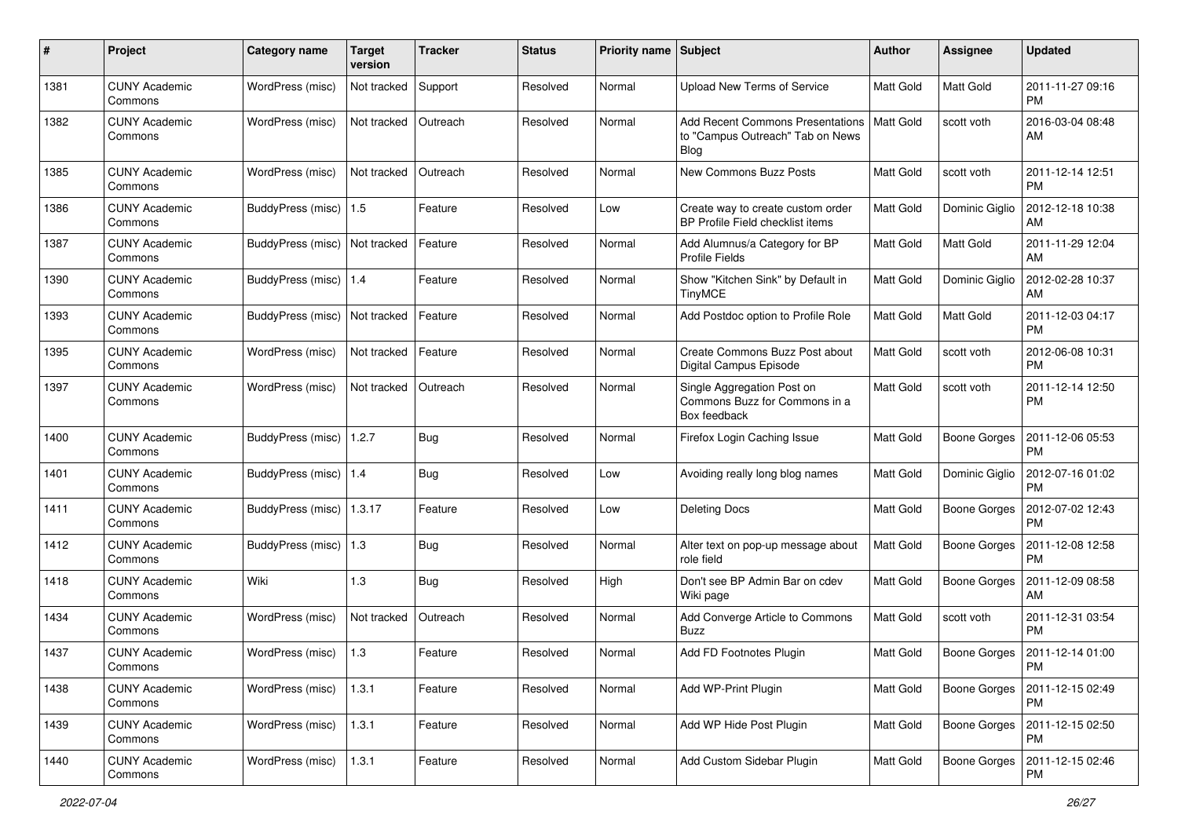| # | Project | Category name | Target version | Tracker | Status | Priority name | Subject | Author | Assignee | Updated |
|---|---|---|---|---|---|---|---|---|---|---|
| 1381 | CUNY Academic Commons | WordPress (misc) | Not tracked | Support | Resolved | Normal | Upload New Terms of Service | Matt Gold | Matt Gold | 2011-11-27 09:16 PM |
| 1382 | CUNY Academic Commons | WordPress (misc) | Not tracked | Outreach | Resolved | Normal | Add Recent Commons Presentations to "Campus Outreach" Tab on News Blog | Matt Gold | scott voth | 2016-03-04 08:48 AM |
| 1385 | CUNY Academic Commons | WordPress (misc) | Not tracked | Outreach | Resolved | Normal | New Commons Buzz Posts | Matt Gold | scott voth | 2011-12-14 12:51 PM |
| 1386 | CUNY Academic Commons | BuddyPress (misc) | 1.5 | Feature | Resolved | Low | Create way to create custom order BP Profile Field checklist items | Matt Gold | Dominic Giglio | 2012-12-18 10:38 AM |
| 1387 | CUNY Academic Commons | BuddyPress (misc) | Not tracked | Feature | Resolved | Normal | Add Alumnus/a Category for BP Profile Fields | Matt Gold | Matt Gold | 2011-11-29 12:04 AM |
| 1390 | CUNY Academic Commons | BuddyPress (misc) | 1.4 | Feature | Resolved | Normal | Show "Kitchen Sink" by Default in TinyMCE | Matt Gold | Dominic Giglio | 2012-02-28 10:37 AM |
| 1393 | CUNY Academic Commons | BuddyPress (misc) | Not tracked | Feature | Resolved | Normal | Add Postdoc option to Profile Role | Matt Gold | Matt Gold | 2011-12-03 04:17 PM |
| 1395 | CUNY Academic Commons | WordPress (misc) | Not tracked | Feature | Resolved | Normal | Create Commons Buzz Post about Digital Campus Episode | Matt Gold | scott voth | 2012-06-08 10:31 PM |
| 1397 | CUNY Academic Commons | WordPress (misc) | Not tracked | Outreach | Resolved | Normal | Single Aggregation Post on Commons Buzz for Commons in a Box feedback | Matt Gold | scott voth | 2011-12-14 12:50 PM |
| 1400 | CUNY Academic Commons | BuddyPress (misc) | 1.2.7 | Bug | Resolved | Normal | Firefox Login Caching Issue | Matt Gold | Boone Gorges | 2011-12-06 05:53 PM |
| 1401 | CUNY Academic Commons | BuddyPress (misc) | 1.4 | Bug | Resolved | Low | Avoiding really long blog names | Matt Gold | Dominic Giglio | 2012-07-16 01:02 PM |
| 1411 | CUNY Academic Commons | BuddyPress (misc) | 1.3.17 | Feature | Resolved | Low | Deleting Docs | Matt Gold | Boone Gorges | 2012-07-02 12:43 PM |
| 1412 | CUNY Academic Commons | BuddyPress (misc) | 1.3 | Bug | Resolved | Normal | Alter text on pop-up message about role field | Matt Gold | Boone Gorges | 2011-12-08 12:58 PM |
| 1418 | CUNY Academic Commons | Wiki | 1.3 | Bug | Resolved | High | Don't see BP Admin Bar on cdev Wiki page | Matt Gold | Boone Gorges | 2011-12-09 08:58 AM |
| 1434 | CUNY Academic Commons | WordPress (misc) | Not tracked | Outreach | Resolved | Normal | Add Converge Article to Commons Buzz | Matt Gold | scott voth | 2011-12-31 03:54 PM |
| 1437 | CUNY Academic Commons | WordPress (misc) | 1.3 | Feature | Resolved | Normal | Add FD Footnotes Plugin | Matt Gold | Boone Gorges | 2011-12-14 01:00 PM |
| 1438 | CUNY Academic Commons | WordPress (misc) | 1.3.1 | Feature | Resolved | Normal | Add WP-Print Plugin | Matt Gold | Boone Gorges | 2011-12-15 02:49 PM |
| 1439 | CUNY Academic Commons | WordPress (misc) | 1.3.1 | Feature | Resolved | Normal | Add WP Hide Post Plugin | Matt Gold | Boone Gorges | 2011-12-15 02:50 PM |
| 1440 | CUNY Academic Commons | WordPress (misc) | 1.3.1 | Feature | Resolved | Normal | Add Custom Sidebar Plugin | Matt Gold | Boone Gorges | 2011-12-15 02:46 PM |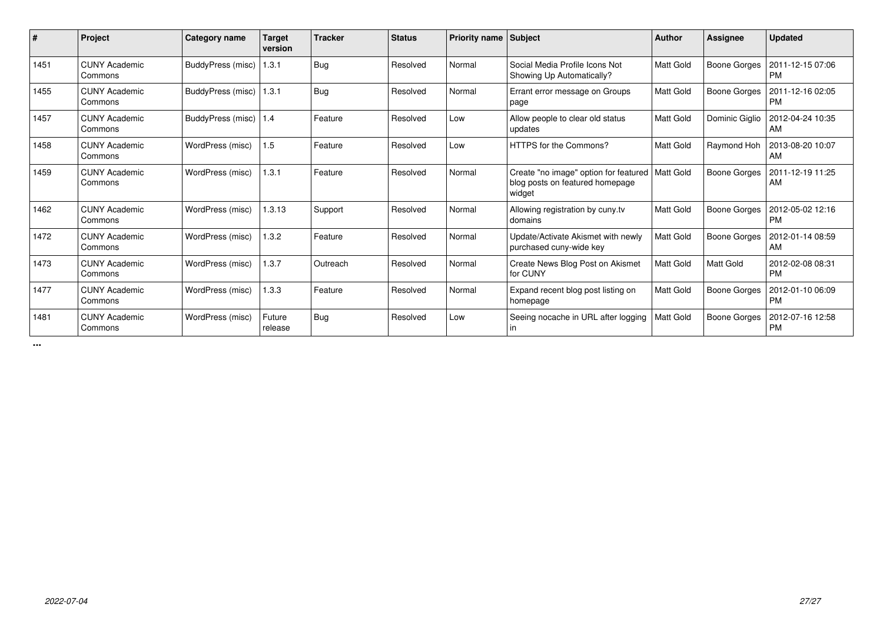| # | Project | Category name | Target version | Tracker | Status | Priority name | Subject | Author | Assignee | Updated |
|---|---|---|---|---|---|---|---|---|---|---|
| 1451 | CUNY Academic Commons | BuddyPress (misc) | 1.3.1 | Bug | Resolved | Normal | Social Media Profile Icons Not Showing Up Automatically? | Matt Gold | Boone Gorges | 2011-12-15 07:06 PM |
| 1455 | CUNY Academic Commons | BuddyPress (misc) | 1.3.1 | Bug | Resolved | Normal | Errant error message on Groups page | Matt Gold | Boone Gorges | 2011-12-16 02:05 PM |
| 1457 | CUNY Academic Commons | BuddyPress (misc) | 1.4 | Feature | Resolved | Low | Allow people to clear old status updates | Matt Gold | Dominic Giglio | 2012-04-24 10:35 AM |
| 1458 | CUNY Academic Commons | WordPress (misc) | 1.5 | Feature | Resolved | Low | HTTPS for the Commons? | Matt Gold | Raymond Hoh | 2013-08-20 10:07 AM |
| 1459 | CUNY Academic Commons | WordPress (misc) | 1.3.1 | Feature | Resolved | Normal | Create "no image" option for featured blog posts on featured homepage widget | Matt Gold | Boone Gorges | 2011-12-19 11:25 AM |
| 1462 | CUNY Academic Commons | WordPress (misc) | 1.3.13 | Support | Resolved | Normal | Allowing registration by cuny.tv domains | Matt Gold | Boone Gorges | 2012-05-02 12:16 PM |
| 1472 | CUNY Academic Commons | WordPress (misc) | 1.3.2 | Feature | Resolved | Normal | Update/Activate Akismet with newly purchased cuny-wide key | Matt Gold | Boone Gorges | 2012-01-14 08:59 AM |
| 1473 | CUNY Academic Commons | WordPress (misc) | 1.3.7 | Outreach | Resolved | Normal | Create News Blog Post on Akismet for CUNY | Matt Gold | Matt Gold | 2012-02-08 08:31 PM |
| 1477 | CUNY Academic Commons | WordPress (misc) | 1.3.3 | Feature | Resolved | Normal | Expand recent blog post listing on homepage | Matt Gold | Boone Gorges | 2012-01-10 06:09 PM |
| 1481 | CUNY Academic Commons | WordPress (misc) | Future release | Bug | Resolved | Low | Seeing nocache in URL after logging in | Matt Gold | Boone Gorges | 2012-07-16 12:58 PM |

...